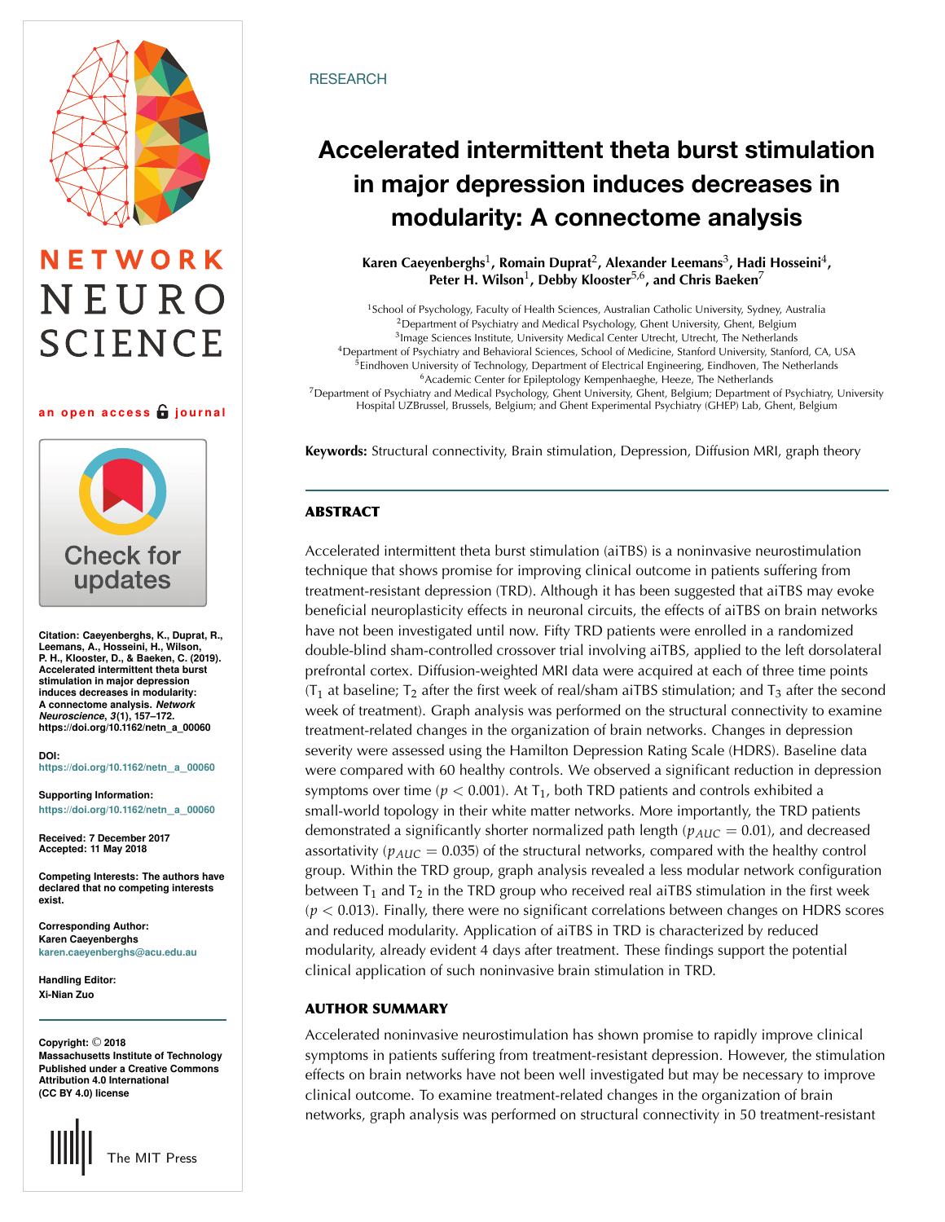RESEARCH

# Accelerated intermittent theta burst stimulation in major depression induces decreases in modularity: A connectome analysis

**Karen Caeyenberghs[1], Romain Duprat[2], Alexander Leemans[3], Hadi Hosseini[4], Peter H. Wilson[1], Debby Klooster[5,6], and Chris Baeken[7]**

[1]School of Psychology, Faculty of Health Sciences, Australian Catholic University, Sydney, Australia
[2]Department of Psychiatry and Medical Psychology, Ghent University, Ghent, Belgium
[3]Image Sciences Institute, University Medical Center Utrecht, Utrecht, The Netherlands
[4]Department of Psychiatry and Behavioral Sciences, School of Medicine, Stanford University, Stanford, CA, USA
[5]Eindhoven University of Technology, Department of Electrical Engineering, Eindhoven, The Netherlands
[6]Academic Center for Epileptology Kempenhaeghe, Heeze, The Netherlands
[7]Department of Psychiatry and Medical Psychology, Ghent University, Ghent, Belgium; Department of Psychiatry, University Hospital UZBrussel, Brussels, Belgium; and Ghent Experimental Psychiatry (GHEP) Lab, Ghent, Belgium

**Keywords:** Structural connectivity, Brain stimulation, Depression, Diffusion MRI, graph theory

NETWORK NEUROSCIENCE

an open access journal

Check for updates

**Citation:** Caeyenberghs, K., Duprat, R., Leemans, A., Hosseini, H., Wilson, P. H., Klooster, D., & Baeken, C. (2019). Accelerated intermittent theta burst stimulation in major depression induces decreases in modularity: A connectome analysis. *Network Neuroscience*, 3(1), 157–172. https://doi.org/10.1162/netn_a_00060

**DOI:**
https://doi.org/10.1162/netn_a_00060

**Supporting Information:**
https://doi.org/10.1162/netn_a_00060

**Received:** 7 December 2017
**Accepted:** 11 May 2018

**Competing Interests:** The authors have declared that no competing interests exist.

**Corresponding Author:**
Karen Caeyenberghs
karen.caeyenberghs@acu.edu.au

**Handling Editor:**
Xi-Nian Zuo

**Copyright:** © 2018
Massachusetts Institute of Technology
Published under a Creative Commons Attribution 4.0 International (CC BY 4.0) license

The MIT Press

## ABSTRACT

Accelerated intermittent theta burst stimulation (aiTBS) is a noninvasive neurostimulation technique that shows promise for improving clinical outcome in patients suffering from treatment-resistant depression (TRD). Although it has been suggested that aiTBS may evoke beneficial neuroplasticity effects in neuronal circuits, the effects of aiTBS on brain networks have not been investigated until now. Fifty TRD patients were enrolled in a randomized double-blind sham-controlled crossover trial involving aiTBS, applied to the left dorsolateral prefrontal cortex. Diffusion-weighted MRI data were acquired at each of three time points ($T_1$ at baseline; $T_2$ after the first week of real/sham aiTBS stimulation; and $T_3$ after the second week of treatment). Graph analysis was performed on the structural connectivity to examine treatment-related changes in the organization of brain networks. Changes in depression severity were assessed using the Hamilton Depression Rating Scale (HDRS). Baseline data were compared with 60 healthy controls. We observed a significant reduction in depression symptoms over time ($p < 0.001$). At $T_1$, both TRD patients and controls exhibited a small-world topology in their white matter networks. More importantly, the TRD patients demonstrated a significantly shorter normalized path length ($p_{AUC} = 0.01$), and decreased assortativity ($p_{AUC} = 0.035$) of the structural networks, compared with the healthy control group. Within the TRD group, graph analysis revealed a less modular network configuration between $T_1$ and $T_2$ in the TRD group who received real aiTBS stimulation in the first week ($p < 0.013$). Finally, there were no significant correlations between changes on HDRS scores and reduced modularity. Application of aiTBS in TRD is characterized by reduced modularity, already evident 4 days after treatment. These findings support the potential clinical application of such noninvasive brain stimulation in TRD.

## AUTHOR SUMMARY

Accelerated noninvasive neurostimulation has shown promise to rapidly improve clinical symptoms in patients suffering from treatment-resistant depression. However, the stimulation effects on brain networks have not been well investigated but may be necessary to improve clinical outcome. To examine treatment-related changes in the organization of brain networks, graph analysis was performed on structural connectivity in 50 treatment-resistant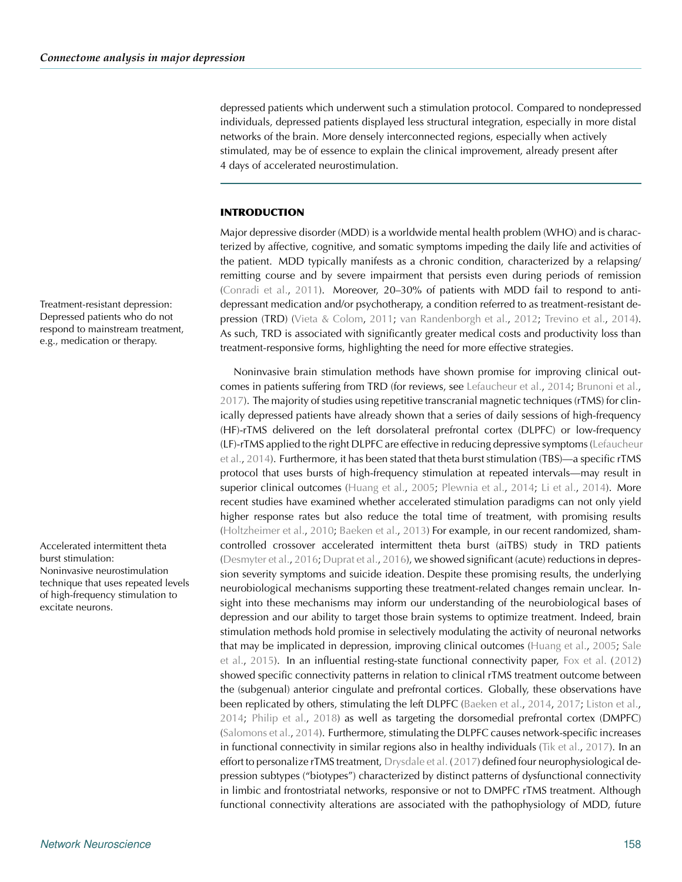depressed patients which underwent such a stimulation protocol. Compared to nondepressed individuals, depressed patients displayed less structural integration, especially in more distal networks of the brain. More densely interconnected regions, especially when actively stimulated, may be of essence to explain the clinical improvement, already present after 4 days of accelerated neurostimulation.

## INTRODUCTION

Major depressive disorder (MDD) is a worldwide mental health problem (WHO) and is characterized by affective, cognitive, and somatic symptoms impeding the daily life and activities of the patient. MDD typically manifests as a chronic condition, characterized by a relapsing/remitting course and by severe impairment that persists even during periods of remission (Conradi et al., 2011). Moreover, 20–30% of patients with MDD fail to respond to antidepressant medication and/or psychotherapy, a condition referred to as treatment-resistant depression (TRD) (Vieta & Colom, 2011; van Randenborgh et al., 2012; Trevino et al., 2014). As such, TRD is associated with significantly greater medical costs and productivity loss than treatment-responsive forms, highlighting the need for more effective strategies.

Treatment-resistant depression: Depressed patients who do not respond to mainstream treatment, e.g., medication or therapy.

Noninvasive brain stimulation methods have shown promise for improving clinical outcomes in patients suffering from TRD (for reviews, see Lefaucheur et al., 2014; Brunoni et al., 2017). The majority of studies using repetitive transcranial magnetic techniques (rTMS) for clinically depressed patients have already shown that a series of daily sessions of high-frequency (HF)-rTMS delivered on the left dorsolateral prefrontal cortex (DLPFC) or low-frequency (LF)-rTMS applied to the right DLPFC are effective in reducing depressive symptoms (Lefaucheur et al., 2014). Furthermore, it has been stated that theta burst stimulation (TBS)—a specific rTMS protocol that uses bursts of high-frequency stimulation at repeated intervals—may result in superior clinical outcomes (Huang et al., 2005; Plewnia et al., 2014; Li et al., 2014). More recent studies have examined whether accelerated stimulation paradigms can not only yield higher response rates but also reduce the total time of treatment, with promising results (Holtzheimer et al., 2010; Baeken et al., 2013) For example, in our recent randomized, sham-controlled crossover accelerated intermittent theta burst (aiTBS) study in TRD patients (Desmyter et al., 2016; Duprat et al., 2016), we showed significant (acute) reductions in depression severity symptoms and suicide ideation. Despite these promising results, the underlying neurobiological mechanisms supporting these treatment-related changes remain unclear. Insight into these mechanisms may inform our understanding of the neurobiological bases of depression and our ability to target those brain systems to optimize treatment. Indeed, brain stimulation methods hold promise in selectively modulating the activity of neuronal networks that may be implicated in depression, improving clinical outcomes (Huang et al., 2005; Sale et al., 2015). In an influential resting-state functional connectivity paper, Fox et al. (2012) showed specific connectivity patterns in relation to clinical rTMS treatment outcome between the (subgenual) anterior cingulate and prefrontal cortices. Globally, these observations have been replicated by others, stimulating the left DLPFC (Baeken et al., 2014, 2017; Liston et al., 2014; Philip et al., 2018) as well as targeting the dorsomedial prefrontal cortex (DMPFC) (Salomons et al., 2014). Furthermore, stimulating the DLPFC causes network-specific increases in functional connectivity in similar regions also in healthy individuals (Tik et al., 2017). In an effort to personalize rTMS treatment, Drysdale et al. (2017) defined four neurophysiological depression subtypes ("biotypes") characterized by distinct patterns of dysfunctional connectivity in limbic and frontostriatal networks, responsive or not to DMPFC rTMS treatment. Although functional connectivity alterations are associated with the pathophysiology of MDD, future

Accelerated intermittent theta burst stimulation: Noninvasive neurostimulation technique that uses repeated levels of high-frequency stimulation to excitate neurons.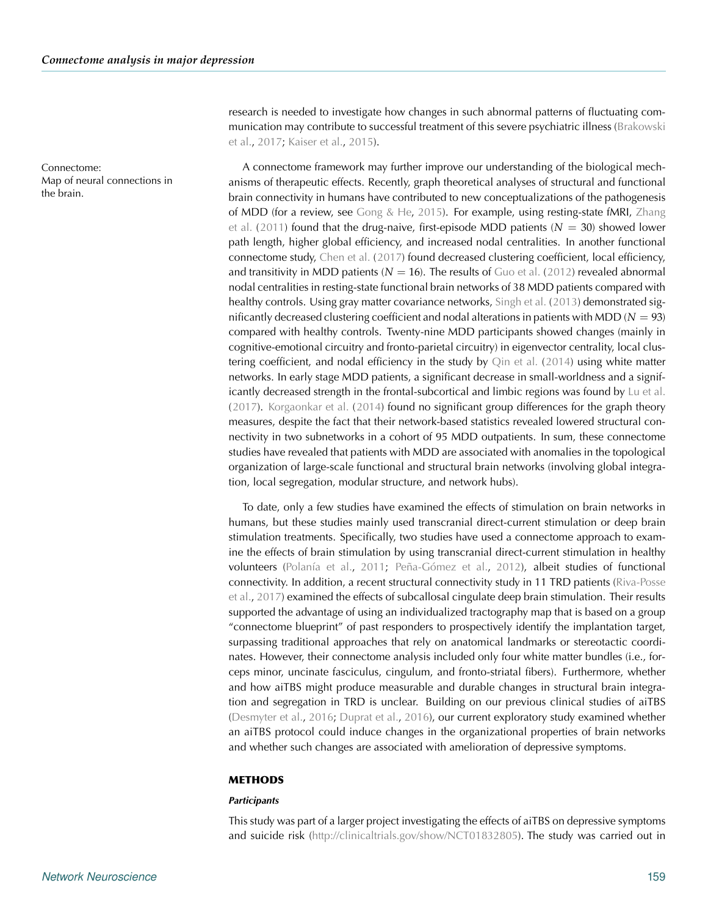research is needed to investigate how changes in such abnormal patterns of fluctuating communication may contribute to successful treatment of this severe psychiatric illness (Brakowski et al., 2017; Kaiser et al., 2015).

Connectome:
Map of neural connections in the brain.

A connectome framework may further improve our understanding of the biological mechanisms of therapeutic effects. Recently, graph theoretical analyses of structural and functional brain connectivity in humans have contributed to new conceptualizations of the pathogenesis of MDD (for a review, see Gong & He, 2015). For example, using resting-state fMRI, Zhang et al. (2011) found that the drug-naive, first-episode MDD patients ($N = 30$) showed lower path length, higher global efficiency, and increased nodal centralities. In another functional connectome study, Chen et al. (2017) found decreased clustering coefficient, local efficiency, and transitivity in MDD patients ($N = 16$). The results of Guo et al. (2012) revealed abnormal nodal centralities in resting-state functional brain networks of 38 MDD patients compared with healthy controls. Using gray matter covariance networks, Singh et al. (2013) demonstrated significantly decreased clustering coefficient and nodal alterations in patients with MDD ($N = 93$) compared with healthy controls. Twenty-nine MDD participants showed changes (mainly in cognitive-emotional circuitry and fronto-parietal circuitry) in eigenvector centrality, local clustering coefficient, and nodal efficiency in the study by Qin et al. (2014) using white matter networks. In early stage MDD patients, a significant decrease in small-worldness and a significantly decreased strength in the frontal-subcortical and limbic regions was found by Lu et al. (2017). Korgaonkar et al. (2014) found no significant group differences for the graph theory measures, despite the fact that their network-based statistics revealed lowered structural connectivity in two subnetworks in a cohort of 95 MDD outpatients. In sum, these connectome studies have revealed that patients with MDD are associated with anomalies in the topological organization of large-scale functional and structural brain networks (involving global integration, local segregation, modular structure, and network hubs).

To date, only a few studies have examined the effects of stimulation on brain networks in humans, but these studies mainly used transcranial direct-current stimulation or deep brain stimulation treatments. Specifically, two studies have used a connectome approach to examine the effects of brain stimulation by using transcranial direct-current stimulation in healthy volunteers (Polanía et al., 2011; Peña-Gómez et al., 2012), albeit studies of functional connectivity. In addition, a recent structural connectivity study in 11 TRD patients (Riva-Posse et al., 2017) examined the effects of subcallosal cingulate deep brain stimulation. Their results supported the advantage of using an individualized tractography map that is based on a group "connectome blueprint" of past responders to prospectively identify the implantation target, surpassing traditional approaches that rely on anatomical landmarks or stereotactic coordinates. However, their connectome analysis included only four white matter bundles (i.e., forceps minor, uncinate fasciculus, cingulum, and fronto-striatal fibers). Furthermore, whether and how aiTBS might produce measurable and durable changes in structural brain integration and segregation in TRD is unclear. Building on our previous clinical studies of aiTBS (Desmyter et al., 2016; Duprat et al., 2016), our current exploratory study examined whether an aiTBS protocol could induce changes in the organizational properties of brain networks and whether such changes are associated with amelioration of depressive symptoms.

## METHODS

### *Participants*

This study was part of a larger project investigating the effects of aiTBS on depressive symptoms and suicide risk (http://clinicaltrials.gov/show/NCT01832805). The study was carried out in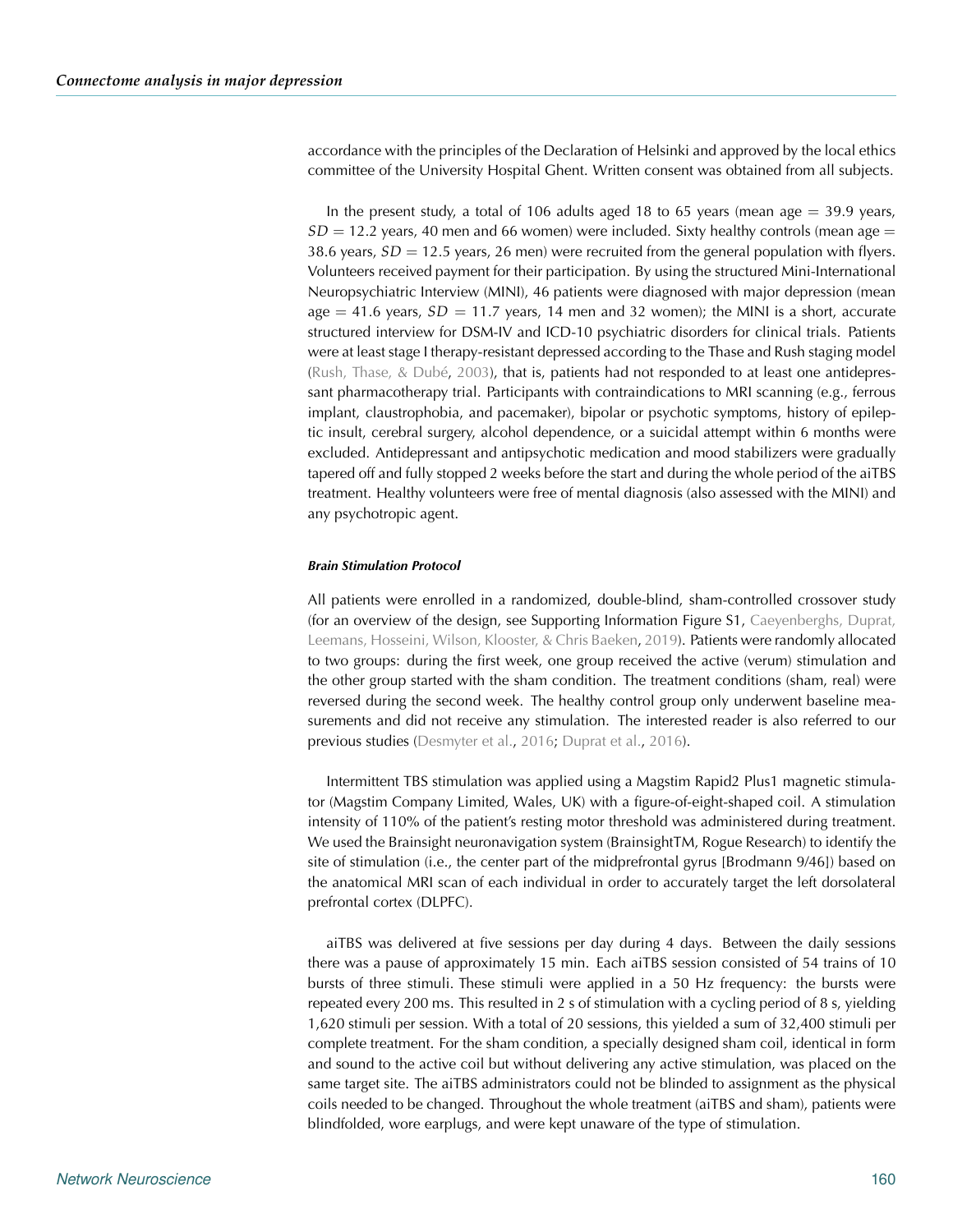accordance with the principles of the Declaration of Helsinki and approved by the local ethics committee of the University Hospital Ghent. Written consent was obtained from all subjects.

In the present study, a total of 106 adults aged 18 to 65 years (mean age = 39.9 years, $SD$ = 12.2 years, 40 men and 66 women) were included. Sixty healthy controls (mean age = 38.6 years, $SD$ = 12.5 years, 26 men) were recruited from the general population with flyers. Volunteers received payment for their participation. By using the structured Mini-International Neuropsychiatric Interview (MINI), 46 patients were diagnosed with major depression (mean age = 41.6 years, $SD$ = 11.7 years, 14 men and 32 women); the MINI is a short, accurate structured interview for DSM-IV and ICD-10 psychiatric disorders for clinical trials. Patients were at least stage I therapy-resistant depressed according to the Thase and Rush staging model (Rush, Thase, & Dubé, 2003), that is, patients had not responded to at least one antidepressant pharmacotherapy trial. Participants with contraindications to MRI scanning (e.g., ferrous implant, claustrophobia, and pacemaker), bipolar or psychotic symptoms, history of epileptic insult, cerebral surgery, alcohol dependence, or a suicidal attempt within 6 months were excluded. Antidepressant and antipsychotic medication and mood stabilizers were gradually tapered off and fully stopped 2 weeks before the start and during the whole period of the aiTBS treatment. Healthy volunteers were free of mental diagnosis (also assessed with the MINI) and any psychotropic agent.

#### *Brain Stimulation Protocol*

All patients were enrolled in a randomized, double-blind, sham-controlled crossover study (for an overview of the design, see Supporting Information Figure S1, Caeyenberghs, Duprat, Leemans, Hosseini, Wilson, Klooster, & Chris Baeken, 2019). Patients were randomly allocated to two groups: during the first week, one group received the active (verum) stimulation and the other group started with the sham condition. The treatment conditions (sham, real) were reversed during the second week. The healthy control group only underwent baseline measurements and did not receive any stimulation. The interested reader is also referred to our previous studies (Desmyter et al., 2016; Duprat et al., 2016).

Intermittent TBS stimulation was applied using a Magstim Rapid2 Plus1 magnetic stimulator (Magstim Company Limited, Wales, UK) with a figure-of-eight-shaped coil. A stimulation intensity of 110% of the patient's resting motor threshold was administered during treatment. We used the Brainsight neuronavigation system (BrainsightTM, Rogue Research) to identify the site of stimulation (i.e., the center part of the midprefrontal gyrus [Brodmann 9/46]) based on the anatomical MRI scan of each individual in order to accurately target the left dorsolateral prefrontal cortex (DLPFC).

aiTBS was delivered at five sessions per day during 4 days. Between the daily sessions there was a pause of approximately 15 min. Each aiTBS session consisted of 54 trains of 10 bursts of three stimuli. These stimuli were applied in a 50 Hz frequency: the bursts were repeated every 200 ms. This resulted in 2 s of stimulation with a cycling period of 8 s, yielding 1,620 stimuli per session. With a total of 20 sessions, this yielded a sum of 32,400 stimuli per complete treatment. For the sham condition, a specially designed sham coil, identical in form and sound to the active coil but without delivering any active stimulation, was placed on the same target site. The aiTBS administrators could not be blinded to assignment as the physical coils needed to be changed. Throughout the whole treatment (aiTBS and sham), patients were blindfolded, wore earplugs, and were kept unaware of the type of stimulation.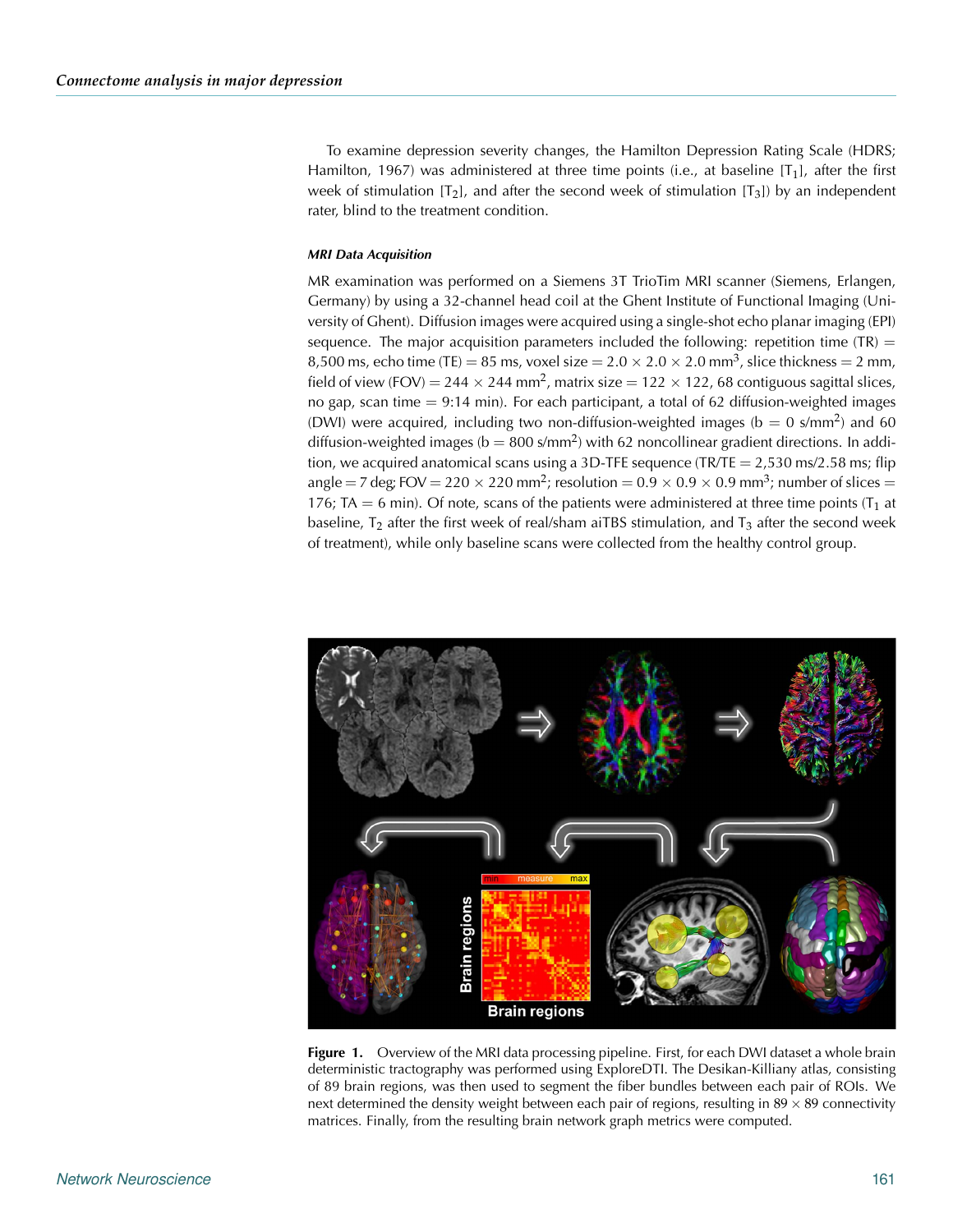To examine depression severity changes, the Hamilton Depression Rating Scale (HDRS; Hamilton, 1967) was administered at three time points (i.e., at baseline [$T_1$], after the first week of stimulation [$T_2$], and after the second week of stimulation [$T_3$]) by an independent rater, blind to the treatment condition.

#### MRI Data Acquisition

MR examination was performed on a Siemens 3T TrioTim MRI scanner (Siemens, Erlangen, Germany) by using a 32-channel head coil at the Ghent Institute of Functional Imaging (University of Ghent). Diffusion images were acquired using a single-shot echo planar imaging (EPI) sequence. The major acquisition parameters included the following: repetition time (TR) = 8,500 ms, echo time (TE) = 85 ms, voxel size = 2.0 × 2.0 × 2.0 mm$^3$, slice thickness = 2 mm, field of view (FOV) = 244 × 244 mm$^2$, matrix size = 122 × 122, 68 contiguous sagittal slices, no gap, scan time = 9:14 min). For each participant, a total of 62 diffusion-weighted images (DWI) were acquired, including two non-diffusion-weighted images (b = 0 s/mm$^2$) and 60 diffusion-weighted images (b = 800 s/mm$^2$) with 62 noncollinear gradient directions. In addition, we acquired anatomical scans using a 3D-TFE sequence (TR/TE = 2,530 ms/2.58 ms; flip angle = 7 deg; FOV = 220 × 220 mm$^2$; resolution = 0.9 × 0.9 × 0.9 mm$^3$; number of slices = 176; TA = 6 min). Of note, scans of the patients were administered at three time points ($T_1$ at baseline, $T_2$ after the first week of real/sham aiTBS stimulation, and $T_3$ after the second week of treatment), while only baseline scans were collected from the healthy control group.

**Figure 1.** Overview of the MRI data processing pipeline. First, for each DWI dataset a whole brain deterministic tractography was performed using ExploreDTI. The Desikan-Killiany atlas, consisting of 89 brain regions, was then used to segment the fiber bundles between each pair of ROIs. We next determined the density weight between each pair of regions, resulting in 89 × 89 connectivity matrices. Finally, from the resulting brain network graph metrics were computed.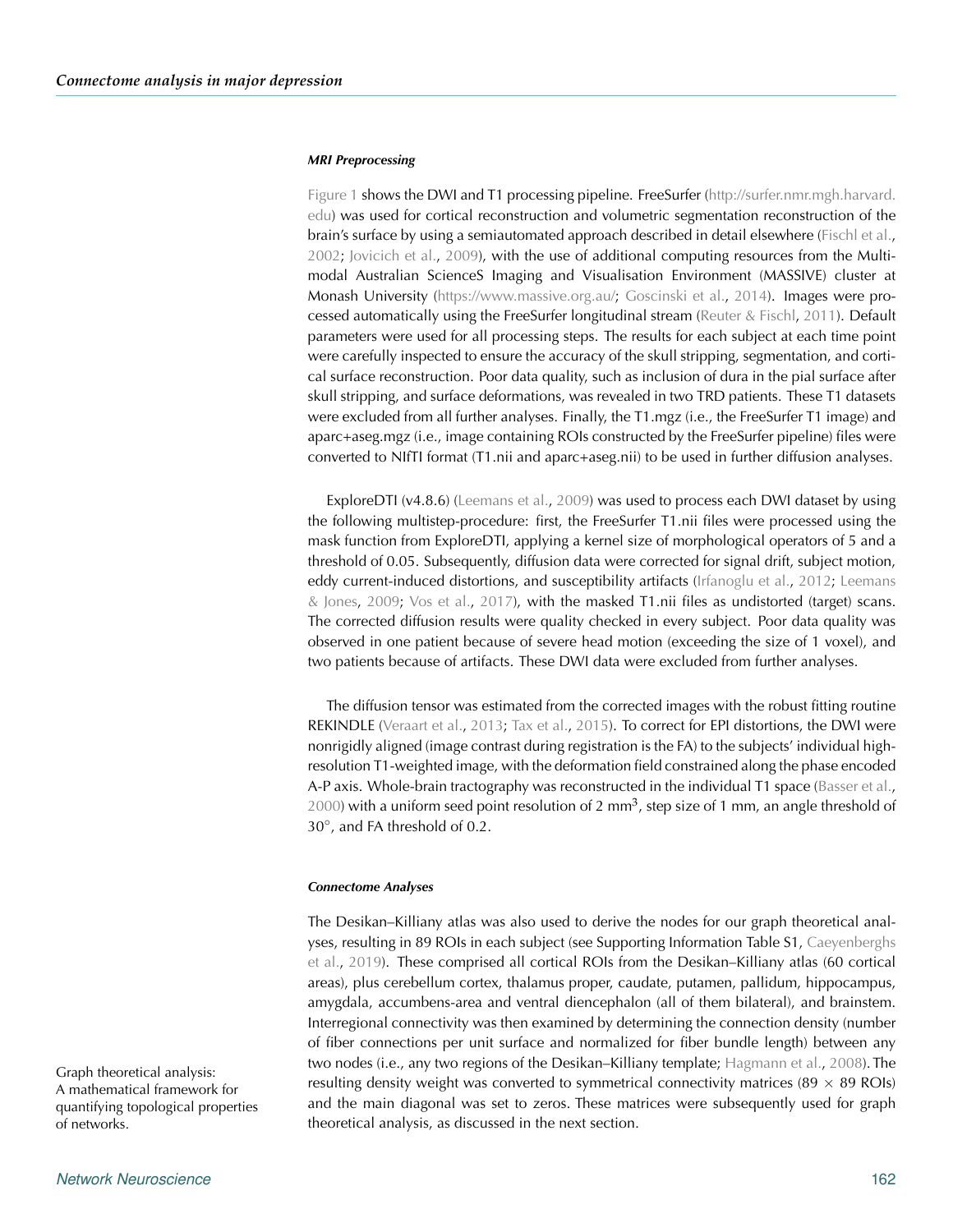#### MRI Preprocessing

Figure 1 shows the DWI and T1 processing pipeline. FreeSurfer (http://surfer.nmr.mgh.harvard.edu) was used for cortical reconstruction and volumetric segmentation reconstruction of the brain's surface by using a semiautomated approach described in detail elsewhere (Fischl et al., 2002; Jovicich et al., 2009), with the use of additional computing resources from the Multimodal Australian ScienceS Imaging and Visualisation Environment (MASSIVE) cluster at Monash University (https://www.massive.org.au/; Goscinski et al., 2014). Images were processed automatically using the FreeSurfer longitudinal stream (Reuter & Fischl, 2011). Default parameters were used for all processing steps. The results for each subject at each time point were carefully inspected to ensure the accuracy of the skull stripping, segmentation, and cortical surface reconstruction. Poor data quality, such as inclusion of dura in the pial surface after skull stripping, and surface deformations, was revealed in two TRD patients. These T1 datasets were excluded from all further analyses. Finally, the T1.mgz (i.e., the FreeSurfer T1 image) and aparc+aseg.mgz (i.e., image containing ROIs constructed by the FreeSurfer pipeline) files were converted to NIfTI format (T1.nii and aparc+aseg.nii) to be used in further diffusion analyses.

ExploreDTI (v4.8.6) (Leemans et al., 2009) was used to process each DWI dataset by using the following multistep-procedure: first, the FreeSurfer T1.nii files were processed using the mask function from ExploreDTI, applying a kernel size of morphological operators of 5 and a threshold of 0.05. Subsequently, diffusion data were corrected for signal drift, subject motion, eddy current-induced distortions, and susceptibility artifacts (Irfanoglu et al., 2012; Leemans & Jones, 2009; Vos et al., 2017), with the masked T1.nii files as undistorted (target) scans. The corrected diffusion results were quality checked in every subject. Poor data quality was observed in one patient because of severe head motion (exceeding the size of 1 voxel), and two patients because of artifacts. These DWI data were excluded from further analyses.

The diffusion tensor was estimated from the corrected images with the robust fitting routine REKINDLE (Veraart et al., 2013; Tax et al., 2015). To correct for EPI distortions, the DWI were nonrigidly aligned (image contrast during registration is the FA) to the subjects' individual high-resolution T1-weighted image, with the deformation field constrained along the phase encoded A-P axis. Whole-brain tractography was reconstructed in the individual T1 space (Basser et al., 2000) with a uniform seed point resolution of 2 mm$^3$, step size of 1 mm, an angle threshold of 30°, and FA threshold of 0.2.

#### Connectome Analyses

The Desikan–Killiany atlas was also used to derive the nodes for our graph theoretical analyses, resulting in 89 ROIs in each subject (see Supporting Information Table S1, Caeyenberghs et al., 2019). These comprised all cortical ROIs from the Desikan–Killiany atlas (60 cortical areas), plus cerebellum cortex, thalamus proper, caudate, putamen, pallidum, hippocampus, amygdala, accumbens-area and ventral diencephalon (all of them bilateral), and brainstem. Interregional connectivity was then examined by determining the connection density (number of fiber connections per unit surface and normalized for fiber bundle length) between any two nodes (i.e., any two regions of the Desikan–Killiany template; Hagmann et al., 2008). The resulting density weight was converted to symmetrical connectivity matrices (89 × 89 ROIs) and the main diagonal was set to zeros. These matrices were subsequently used for graph theoretical analysis, as discussed in the next section.

Graph theoretical analysis: A mathematical framework for quantifying topological properties of networks.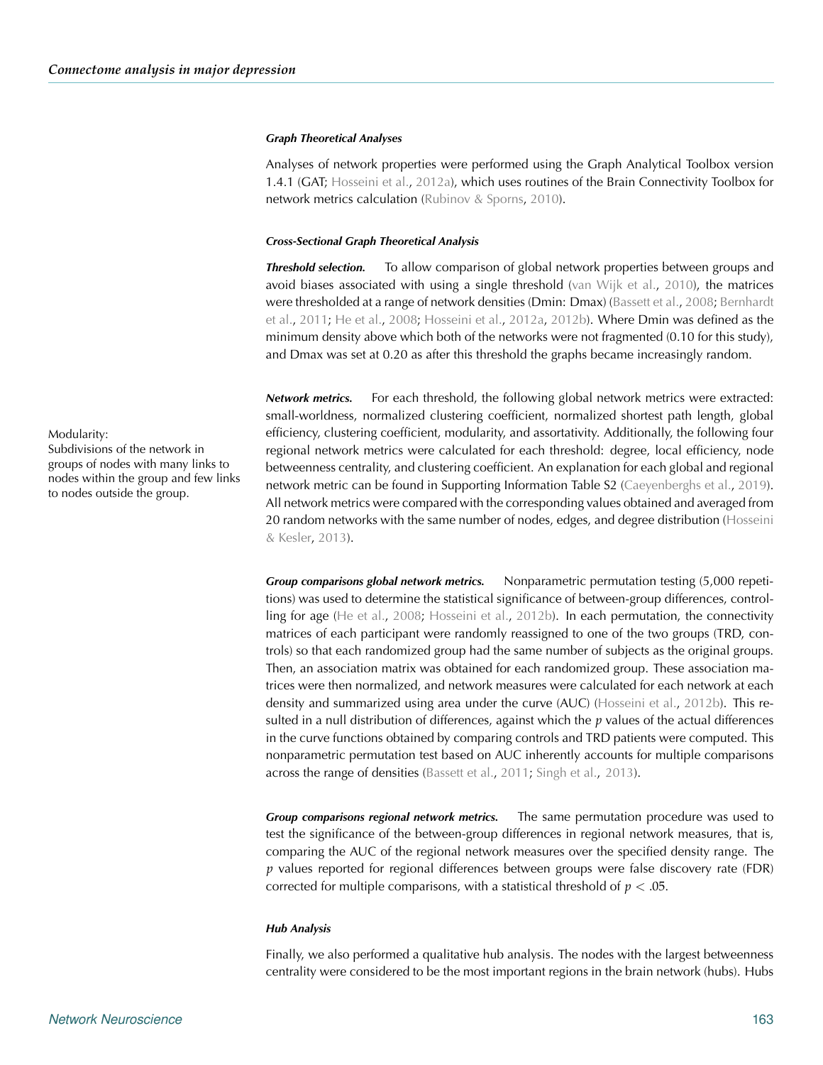### Graph Theoretical Analyses

Analyses of network properties were performed using the Graph Analytical Toolbox version 1.4.1 (GAT; Hosseini et al., 2012a), which uses routines of the Brain Connectivity Toolbox for network metrics calculation (Rubinov & Sporns, 2010).

#### Cross-Sectional Graph Theoretical Analysis

***Threshold selection.*** To allow comparison of global network properties between groups and avoid biases associated with using a single threshold (van Wijk et al., 2010), the matrices were thresholded at a range of network densities (Dmin: Dmax) (Bassett et al., 2008; Bernhardt et al., 2011; He et al., 2008; Hosseini et al., 2012a, 2012b). Where Dmin was defined as the minimum density above which both of the networks were not fragmented (0.10 for this study), and Dmax was set at 0.20 as after this threshold the graphs became increasingly random.

Modularity:
Subdivisions of the network in groups of nodes with many links to nodes within the group and few links to nodes outside the group.

***Network metrics.*** For each threshold, the following global network metrics were extracted: small-worldness, normalized clustering coefficient, normalized shortest path length, global efficiency, clustering coefficient, modularity, and assortativity. Additionally, the following four regional network metrics were calculated for each threshold: degree, local efficiency, node betweenness centrality, and clustering coefficient. An explanation for each global and regional network metric can be found in Supporting Information Table S2 (Caeyenberghs et al., 2019). All network metrics were compared with the corresponding values obtained and averaged from 20 random networks with the same number of nodes, edges, and degree distribution (Hosseini & Kesler, 2013).

***Group comparisons global network metrics.*** Nonparametric permutation testing (5,000 repetitions) was used to determine the statistical significance of between-group differences, controlling for age (He et al., 2008; Hosseini et al., 2012b). In each permutation, the connectivity matrices of each participant were randomly reassigned to one of the two groups (TRD, controls) so that each randomized group had the same number of subjects as the original groups. Then, an association matrix was obtained for each randomized group. These association matrices were then normalized, and network measures were calculated for each network at each density and summarized using area under the curve (AUC) (Hosseini et al., 2012b). This resulted in a null distribution of differences, against which the $p$ values of the actual differences in the curve functions obtained by comparing controls and TRD patients were computed. This nonparametric permutation test based on AUC inherently accounts for multiple comparisons across the range of densities (Bassett et al., 2011; Singh et al., 2013).

***Group comparisons regional network metrics.*** The same permutation procedure was used to test the significance of the between-group differences in regional network measures, that is, comparing the AUC of the regional network measures over the specified density range. The $p$ values reported for regional differences between groups were false discovery rate (FDR) corrected for multiple comparisons, with a statistical threshold of $p < .05$.

#### Hub Analysis

Finally, we also performed a qualitative hub analysis. The nodes with the largest betweenness centrality were considered to be the most important regions in the brain network (hubs). Hubs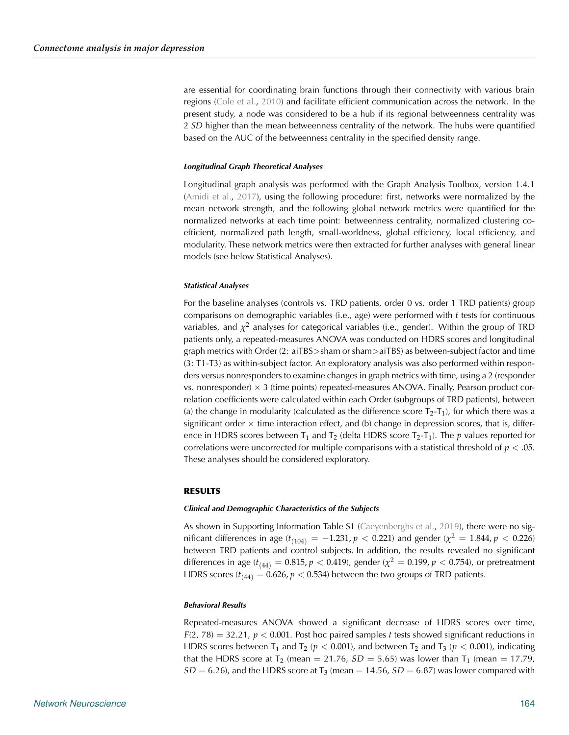are essential for coordinating brain functions through their connectivity with various brain regions (Cole et al., 2010) and facilitate efficient communication across the network. In the present study, a node was considered to be a hub if its regional betweenness centrality was 2 *SD* higher than the mean betweenness centrality of the network. The hubs were quantified based on the AUC of the betweenness centrality in the specified density range.

#### *Longitudinal Graph Theoretical Analyses*

Longitudinal graph analysis was performed with the Graph Analysis Toolbox, version 1.4.1 (Amidi et al., 2017), using the following procedure: first, networks were normalized by the mean network strength, and the following global network metrics were quantified for the normalized networks at each time point: betweenness centrality, normalized clustering coefficient, normalized path length, small-worldness, global efficiency, local efficiency, and modularity. These network metrics were then extracted for further analyses with general linear models (see below Statistical Analyses).

#### *Statistical Analyses*

For the baseline analyses (controls vs. TRD patients, order 0 vs. order 1 TRD patients) group comparisons on demographic variables (i.e., age) were performed with *t* tests for continuous variables, and $\chi^2$ analyses for categorical variables (i.e., gender). Within the group of TRD patients only, a repeated-measures ANOVA was conducted on HDRS scores and longitudinal graph metrics with Order (2: aiTBS>sham or sham>aiTBS) as between-subject factor and time (3: T1-T3) as within-subject factor. An exploratory analysis was also performed within responders versus nonresponders to examine changes in graph metrics with time, using a 2 (responder vs. nonresponder) × 3 (time points) repeated-measures ANOVA. Finally, Pearson product correlation coefficients were calculated within each Order (subgroups of TRD patients), between (a) the change in modularity (calculated as the difference score $T_2$-$T_1$), for which there was a significant order × time interaction effect, and (b) change in depression scores, that is, difference in HDRS scores between $T_1$ and $T_2$ (delta HDRS score $T_2$-$T_1$). The *p* values reported for correlations were uncorrected for multiple comparisons with a statistical threshold of $p < .05$. These analyses should be considered exploratory.

## RESULTS

#### *Clinical and Demographic Characteristics of the Subjects*

As shown in Supporting Information Table S1 (Caeyenberghs et al., 2019), there were no significant differences in age ($t_{(104)} = -1.231, p < 0.221$) and gender ($\chi^2 = 1.844, p < 0.226$) between TRD patients and control subjects. In addition, the results revealed no significant differences in age ($t_{(44)} = 0.815, p < 0.419$), gender ($\chi^2 = 0.199, p < 0.754$), or pretreatment HDRS scores ($t_{(44)} = 0.626, p < 0.534$) between the two groups of TRD patients.

#### *Behavioral Results*

Repeated-measures ANOVA showed a significant decrease of HDRS scores over time, $F(2, 78) = 32.21$, $p < 0.001$. Post hoc paired samples *t* tests showed significant reductions in HDRS scores between $T_1$ and $T_2$ ($p < 0.001$), and between $T_2$ and $T_3$ ($p < 0.001$), indicating that the HDRS score at $T_2$ (mean = 21.76, $SD = 5.65$) was lower than $T_1$ (mean = 17.79, $SD = 6.26$), and the HDRS score at $T_3$ (mean = 14.56, $SD = 6.87$) was lower compared with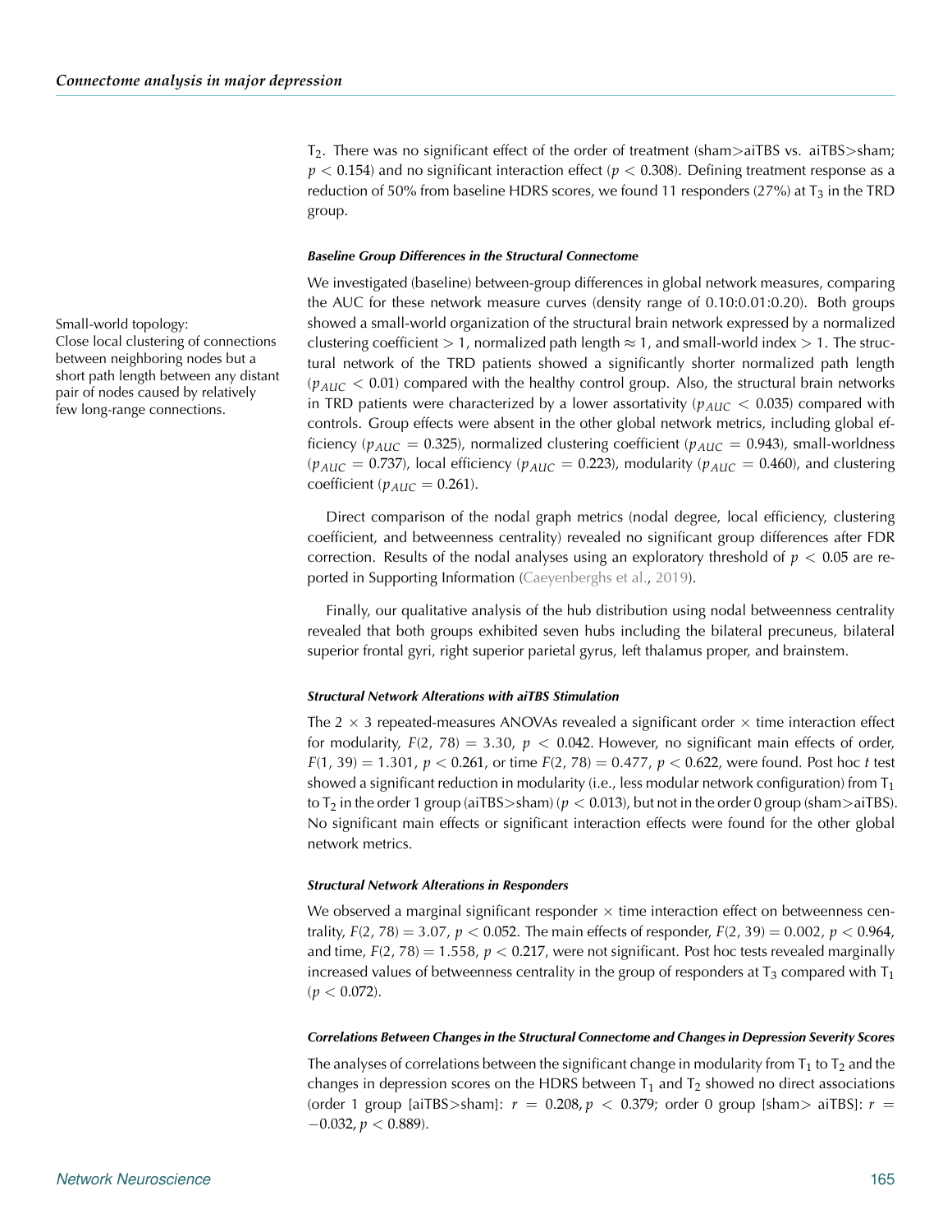$T_2$. There was no significant effect of the order of treatment (sham>aiTBS vs. aiTBS>sham; $p < 0.154$) and no significant interaction effect ($p < 0.308$). Defining treatment response as a reduction of 50% from baseline HDRS scores, we found 11 responders (27%) at $T_3$ in the TRD group.

##### Baseline Group Differences in the Structural Connectome

We investigated (baseline) between-group differences in global network measures, comparing the AUC for these network measure curves (density range of 0.10:0.01:0.20). Both groups showed a small-world organization of the structural brain network expressed by a normalized clustering coefficient > 1, normalized path length ≈ 1, and small-world index > 1. The structural network of the TRD patients showed a significantly shorter normalized path length ($p_{AUC} < 0.01$) compared with the healthy control group. Also, the structural brain networks in TRD patients were characterized by a lower assortativity ($p_{AUC} < 0.035$) compared with controls. Group effects were absent in the other global network metrics, including global efficiency ($p_{AUC} = 0.325$), normalized clustering coefficient ($p_{AUC} = 0.943$), small-worldness ($p_{AUC} = 0.737$), local efficiency ($p_{AUC} = 0.223$), modularity ($p_{AUC} = 0.460$), and clustering coefficient ($p_{AUC} = 0.261$).

Small-world topology:
Close local clustering of connections between neighboring nodes but a short path length between any distant pair of nodes caused by relatively few long-range connections.

Direct comparison of the nodal graph metrics (nodal degree, local efficiency, clustering coefficient, and betweenness centrality) revealed no significant group differences after FDR correction. Results of the nodal analyses using an exploratory threshold of $p < 0.05$ are reported in Supporting Information (Caeyenberghs et al., 2019).

Finally, our qualitative analysis of the hub distribution using nodal betweenness centrality revealed that both groups exhibited seven hubs including the bilateral precuneus, bilateral superior frontal gyri, right superior parietal gyrus, left thalamus proper, and brainstem.

##### Structural Network Alterations with aiTBS Stimulation

The 2 × 3 repeated-measures ANOVAs revealed a significant order × time interaction effect for modularity, $F(2, 78) = 3.30$, $p < 0.042$. However, no significant main effects of order, $F(1, 39) = 1.301$, $p < 0.261$, or time $F(2, 78) = 0.477$, $p < 0.622$, were found. Post hoc $t$ test showed a significant reduction in modularity (i.e., less modular network configuration) from $T_1$ to $T_2$ in the order 1 group (aiTBS>sham) ($p < 0.013$), but not in the order 0 group (sham>aiTBS). No significant main effects or significant interaction effects were found for the other global network metrics.

##### Structural Network Alterations in Responders

We observed a marginal significant responder × time interaction effect on betweenness centrality, $F(2, 78) = 3.07$, $p < 0.052$. The main effects of responder, $F(2, 39) = 0.002$, $p < 0.964$, and time, $F(2, 78) = 1.558$, $p < 0.217$, were not significant. Post hoc tests revealed marginally increased values of betweenness centrality in the group of responders at $T_3$ compared with $T_1$ ($p < 0.072$).

##### Correlations Between Changes in the Structural Connectome and Changes in Depression Severity Scores

The analyses of correlations between the significant change in modularity from $T_1$ to $T_2$ and the changes in depression scores on the HDRS between $T_1$ and $T_2$ showed no direct associations (order 1 group [aiTBS>sham]: $r = 0.208, p < 0.379$; order 0 group [sham> aiTBS]: $r = -0.032, p < 0.889$).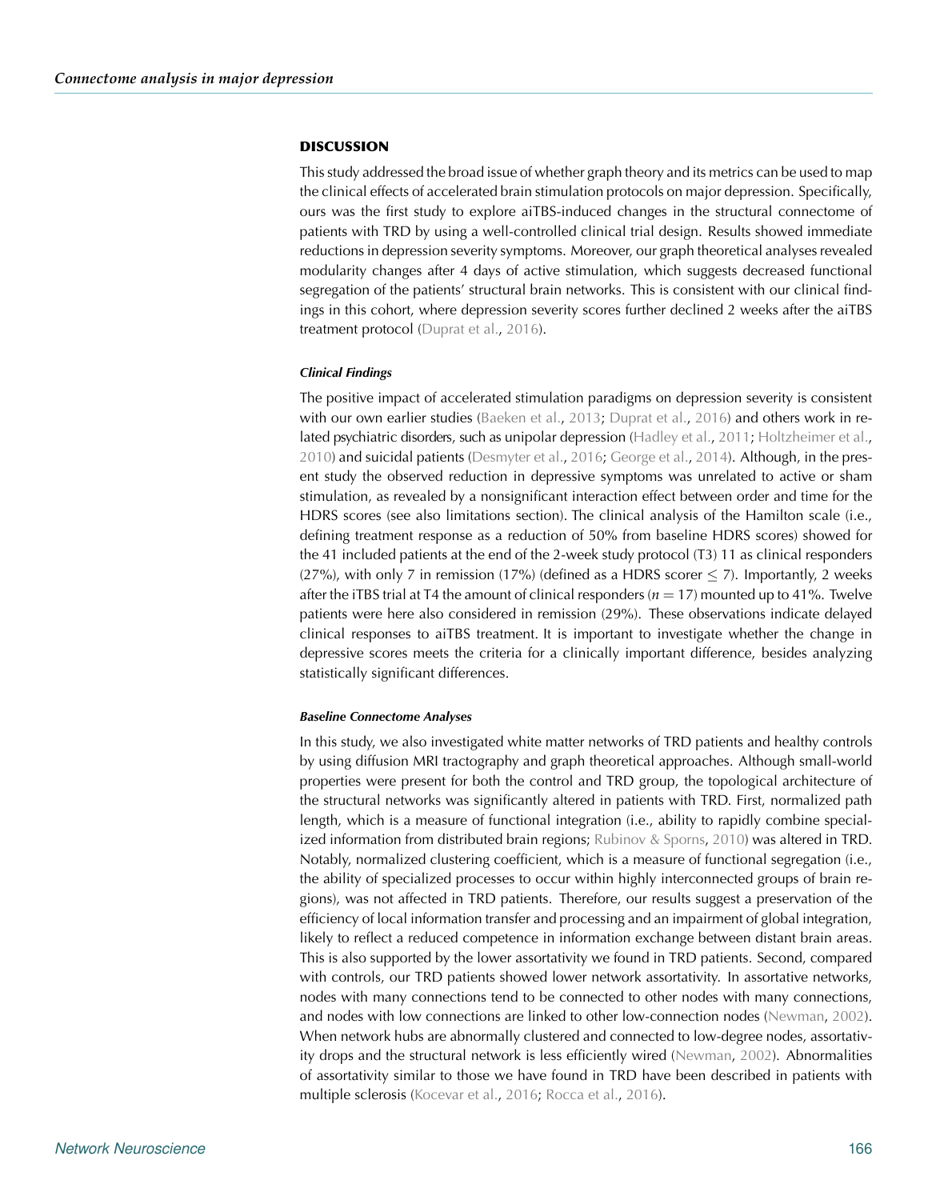## DISCUSSION

This study addressed the broad issue of whether graph theory and its metrics can be used to map the clinical effects of accelerated brain stimulation protocols on major depression. Specifically, ours was the first study to explore aiTBS-induced changes in the structural connectome of patients with TRD by using a well-controlled clinical trial design. Results showed immediate reductions in depression severity symptoms. Moreover, our graph theoretical analyses revealed modularity changes after 4 days of active stimulation, which suggests decreased functional segregation of the patients' structural brain networks. This is consistent with our clinical findings in this cohort, where depression severity scores further declined 2 weeks after the aiTBS treatment protocol (Duprat et al., 2016).

### Clinical Findings

The positive impact of accelerated stimulation paradigms on depression severity is consistent with our own earlier studies (Baeken et al., 2013; Duprat et al., 2016) and others work in related psychiatric disorders, such as unipolar depression (Hadley et al., 2011; Holtzheimer et al., 2010) and suicidal patients (Desmyter et al., 2016; George et al., 2014). Although, in the present study the observed reduction in depressive symptoms was unrelated to active or sham stimulation, as revealed by a nonsignificant interaction effect between order and time for the HDRS scores (see also limitations section). The clinical analysis of the Hamilton scale (i.e., defining treatment response as a reduction of 50% from baseline HDRS scores) showed for the 41 included patients at the end of the 2-week study protocol (T3) 11 as clinical responders (27%), with only 7 in remission (17%) (defined as a HDRS scorer $\leq 7$). Importantly, 2 weeks after the iTBS trial at T4 the amount of clinical responders ($n = 17$) mounted up to 41%. Twelve patients were here also considered in remission (29%). These observations indicate delayed clinical responses to aiTBS treatment. It is important to investigate whether the change in depressive scores meets the criteria for a clinically important difference, besides analyzing statistically significant differences.

### Baseline Connectome Analyses

In this study, we also investigated white matter networks of TRD patients and healthy controls by using diffusion MRI tractography and graph theoretical approaches. Although small-world properties were present for both the control and TRD group, the topological architecture of the structural networks was significantly altered in patients with TRD. First, normalized path length, which is a measure of functional integration (i.e., ability to rapidly combine specialized information from distributed brain regions; Rubinov & Sporns, 2010) was altered in TRD. Notably, normalized clustering coefficient, which is a measure of functional segregation (i.e., the ability of specialized processes to occur within highly interconnected groups of brain regions), was not affected in TRD patients. Therefore, our results suggest a preservation of the efficiency of local information transfer and processing and an impairment of global integration, likely to reflect a reduced competence in information exchange between distant brain areas. This is also supported by the lower assortativity we found in TRD patients. Second, compared with controls, our TRD patients showed lower network assortativity. In assortative networks, nodes with many connections tend to be connected to other nodes with many connections, and nodes with low connections are linked to other low-connection nodes (Newman, 2002). When network hubs are abnormally clustered and connected to low-degree nodes, assortativity drops and the structural network is less efficiently wired (Newman, 2002). Abnormalities of assortativity similar to those we have found in TRD have been described in patients with multiple sclerosis (Kocevar et al., 2016; Rocca et al., 2016).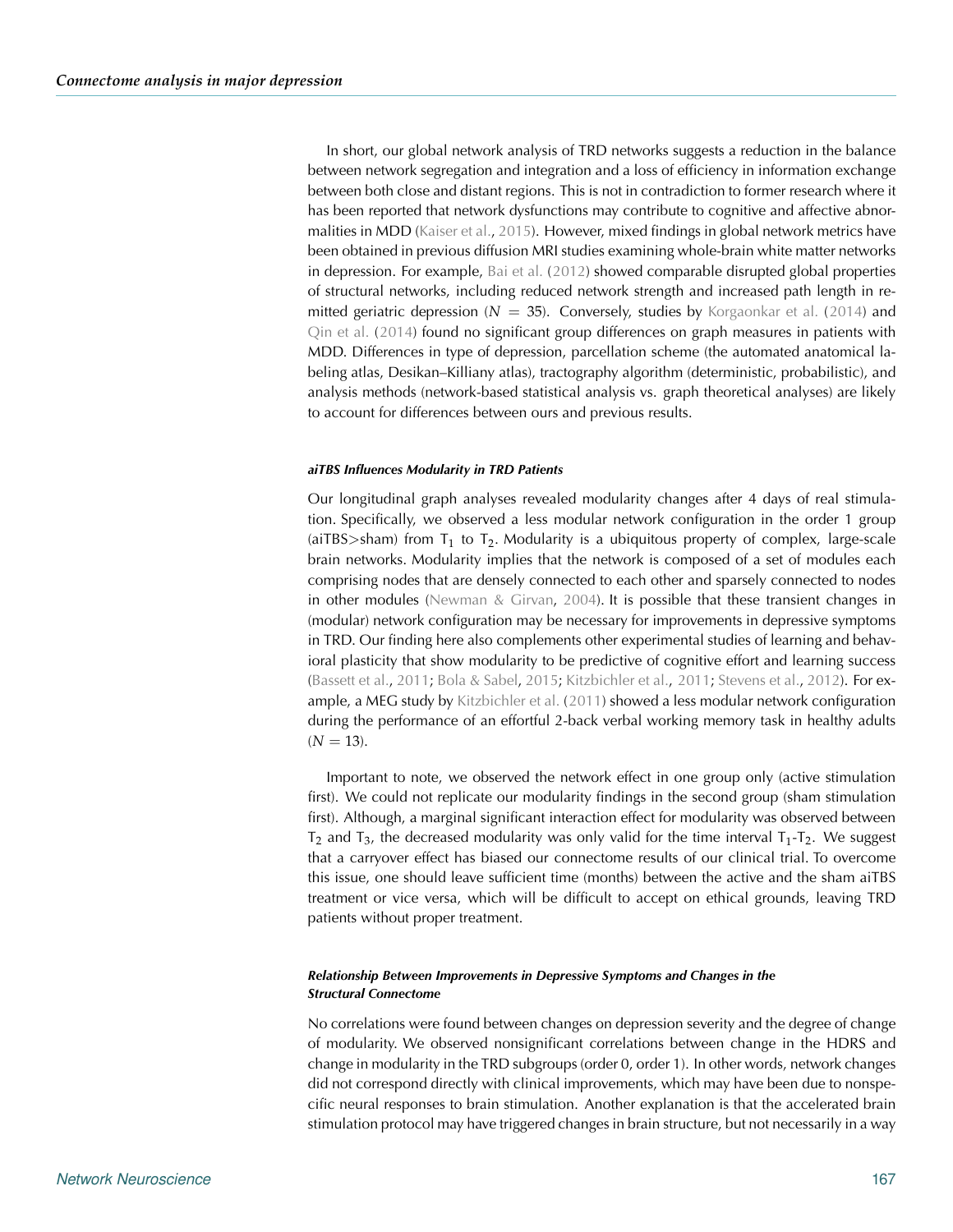In short, our global network analysis of TRD networks suggests a reduction in the balance between network segregation and integration and a loss of efficiency in information exchange between both close and distant regions. This is not in contradiction to former research where it has been reported that network dysfunctions may contribute to cognitive and affective abnormalities in MDD (Kaiser et al., 2015). However, mixed findings in global network metrics have been obtained in previous diffusion MRI studies examining whole-brain white matter networks in depression. For example, Bai et al. (2012) showed comparable disrupted global properties of structural networks, including reduced network strength and increased path length in remitted geriatric depression ($N = 35$). Conversely, studies by Korgaonkar et al. (2014) and Qin et al. (2014) found no significant group differences on graph measures in patients with MDD. Differences in type of depression, parcellation scheme (the automated anatomical labeling atlas, Desikan–Killiany atlas), tractography algorithm (deterministic, probabilistic), and analysis methods (network-based statistical analysis vs. graph theoretical analyses) are likely to account for differences between ours and previous results.

#### aiTBS Influences Modularity in TRD Patients

Our longitudinal graph analyses revealed modularity changes after 4 days of real stimulation. Specifically, we observed a less modular network configuration in the order 1 group (aiTBS>sham) from $T_1$ to $T_2$. Modularity is a ubiquitous property of complex, large-scale brain networks. Modularity implies that the network is composed of a set of modules each comprising nodes that are densely connected to each other and sparsely connected to nodes in other modules (Newman & Girvan, 2004). It is possible that these transient changes in (modular) network configuration may be necessary for improvements in depressive symptoms in TRD. Our finding here also complements other experimental studies of learning and behavioral plasticity that show modularity to be predictive of cognitive effort and learning success (Bassett et al., 2011; Bola & Sabel, 2015; Kitzbichler et al., 2011; Stevens et al., 2012). For example, a MEG study by Kitzbichler et al. (2011) showed a less modular network configuration during the performance of an effortful 2-back verbal working memory task in healthy adults ($N = 13$).

Important to note, we observed the network effect in one group only (active stimulation first). We could not replicate our modularity findings in the second group (sham stimulation first). Although, a marginal significant interaction effect for modularity was observed between $T_2$ and $T_3$, the decreased modularity was only valid for the time interval $T_1$-$T_2$. We suggest that a carryover effect has biased our connectome results of our clinical trial. To overcome this issue, one should leave sufficient time (months) between the active and the sham aiTBS treatment or vice versa, which will be difficult to accept on ethical grounds, leaving TRD patients without proper treatment.

#### Relationship Between Improvements in Depressive Symptoms and Changes in the Structural Connectome

No correlations were found between changes on depression severity and the degree of change of modularity. We observed nonsignificant correlations between change in the HDRS and change in modularity in the TRD subgroups (order 0, order 1). In other words, network changes did not correspond directly with clinical improvements, which may have been due to nonspecific neural responses to brain stimulation. Another explanation is that the accelerated brain stimulation protocol may have triggered changes in brain structure, but not necessarily in a way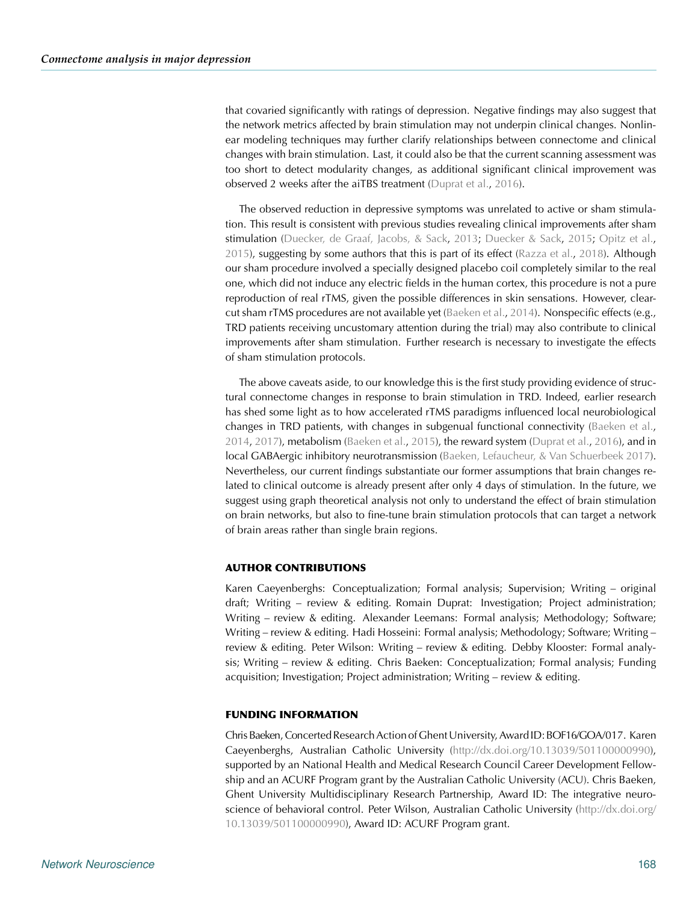that covaried significantly with ratings of depression. Negative findings may also suggest that the network metrics affected by brain stimulation may not underpin clinical changes. Nonlinear modeling techniques may further clarify relationships between connectome and clinical changes with brain stimulation. Last, it could also be that the current scanning assessment was too short to detect modularity changes, as additional significant clinical improvement was observed 2 weeks after the aiTBS treatment (Duprat et al., 2016).

The observed reduction in depressive symptoms was unrelated to active or sham stimulation. This result is consistent with previous studies revealing clinical improvements after sham stimulation (Duecker, de Graaf, Jacobs, & Sack, 2013; Duecker & Sack, 2015; Opitz et al., 2015), suggesting by some authors that this is part of its effect (Razza et al., 2018). Although our sham procedure involved a specially designed placebo coil completely similar to the real one, which did not induce any electric fields in the human cortex, this procedure is not a pure reproduction of real rTMS, given the possible differences in skin sensations. However, clear-cut sham rTMS procedures are not available yet (Baeken et al., 2014). Nonspecific effects (e.g., TRD patients receiving uncustomary attention during the trial) may also contribute to clinical improvements after sham stimulation. Further research is necessary to investigate the effects of sham stimulation protocols.

The above caveats aside, to our knowledge this is the first study providing evidence of structural connectome changes in response to brain stimulation in TRD. Indeed, earlier research has shed some light as to how accelerated rTMS paradigms influenced local neurobiological changes in TRD patients, with changes in subgenual functional connectivity (Baeken et al., 2014, 2017), metabolism (Baeken et al., 2015), the reward system (Duprat et al., 2016), and in local GABAergic inhibitory neurotransmission (Baeken, Lefaucheur, & Van Schuerbeek 2017). Nevertheless, our current findings substantiate our former assumptions that brain changes related to clinical outcome is already present after only 4 days of stimulation. In the future, we suggest using graph theoretical analysis not only to understand the effect of brain stimulation on brain networks, but also to fine-tune brain stimulation protocols that can target a network of brain areas rather than single brain regions.

## AUTHOR CONTRIBUTIONS

Karen Caeyenberghs: Conceptualization; Formal analysis; Supervision; Writing – original draft; Writing – review & editing. Romain Duprat: Investigation; Project administration; Writing – review & editing. Alexander Leemans: Formal analysis; Methodology; Software; Writing – review & editing. Hadi Hosseini: Formal analysis; Methodology; Software; Writing – review & editing. Peter Wilson: Writing – review & editing. Debby Klooster: Formal analysis; Writing – review & editing. Chris Baeken: Conceptualization; Formal analysis; Funding acquisition; Investigation; Project administration; Writing – review & editing.

## FUNDING INFORMATION

Chris Baeken, Concerted Research Action of Ghent University, Award ID: BOF16/GOA/017. Karen Caeyenberghs, Australian Catholic University (http://dx.doi.org/10.13039/501100000990), supported by an National Health and Medical Research Council Career Development Fellowship and an ACURF Program grant by the Australian Catholic University (ACU). Chris Baeken, Ghent University Multidisciplinary Research Partnership, Award ID: The integrative neuroscience of behavioral control. Peter Wilson, Australian Catholic University (http://dx.doi.org/10.13039/501100000990), Award ID: ACURF Program grant.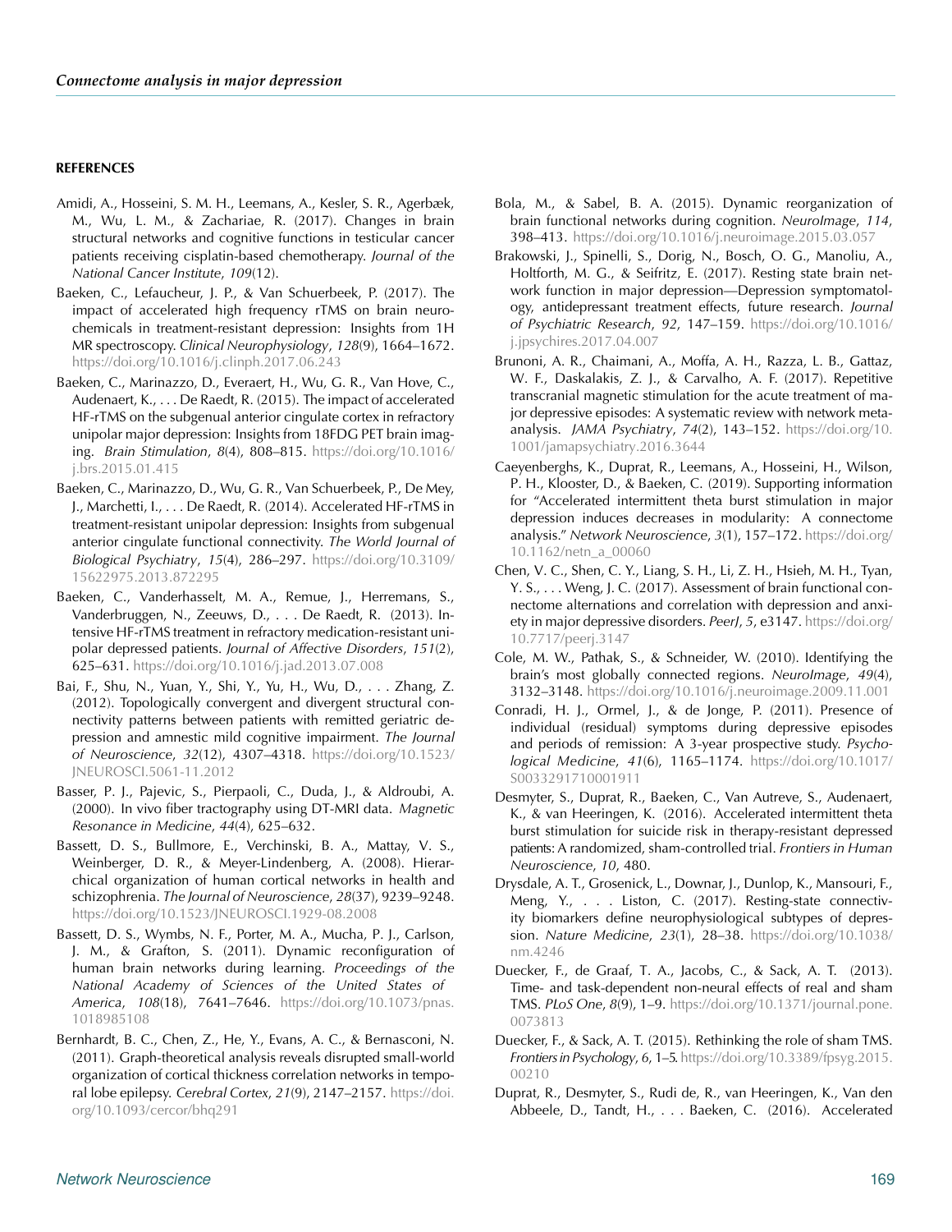## REFERENCES

Amidi, A., Hosseini, S. M. H., Leemans, A., Kesler, S. R., Agerbæk, M., Wu, L. M., & Zachariae, R. (2017). Changes in brain structural networks and cognitive functions in testicular cancer patients receiving cisplatin-based chemotherapy. *Journal of the National Cancer Institute*, *109*(12).

Baeken, C., Lefaucheur, J. P., & Van Schuerbeek, P. (2017). The impact of accelerated high frequency rTMS on brain neurochemicals in treatment-resistant depression: Insights from 1H MR spectroscopy. *Clinical Neurophysiology*, *128*(9), 1664–1672. https://doi.org/10.1016/j.clinph.2017.06.243

Baeken, C., Marinazzo, D., Everaert, H., Wu, G. R., Van Hove, C., Audenaert, K., . . . De Raedt, R. (2015). The impact of accelerated HF-rTMS on the subgenual anterior cingulate cortex in refractory unipolar major depression: Insights from 18FDG PET brain imaging. *Brain Stimulation*, *8*(4), 808–815. https://doi.org/10.1016/j.brs.2015.01.415

Baeken, C., Marinazzo, D., Wu, G. R., Van Schuerbeek, P., De Mey, J., Marchetti, I., . . . De Raedt, R. (2014). Accelerated HF-rTMS in treatment-resistant unipolar depression: Insights from subgenual anterior cingulate functional connectivity. *The World Journal of Biological Psychiatry*, *15*(4), 286–297. https://doi.org/10.3109/15622975.2013.872295

Baeken, C., Vanderhasselt, M. A., Remue, J., Herremans, S., Vanderbruggen, N., Zeeuws, D., . . . De Raedt, R. (2013). Intensive HF-rTMS treatment in refractory medication-resistant unipolar depressed patients. *Journal of Affective Disorders*, *151*(2), 625–631. https://doi.org/10.1016/j.jad.2013.07.008

Bai, F., Shu, N., Yuan, Y., Shi, Y., Yu, H., Wu, D., . . . Zhang, Z. (2012). Topologically convergent and divergent structural connectivity patterns between patients with remitted geriatric depression and amnestic mild cognitive impairment. *The Journal of Neuroscience*, *32*(12), 4307–4318. https://doi.org/10.1523/JNEUROSCI.5061-11.2012

Basser, P. J., Pajevic, S., Pierpaoli, C., Duda, J., & Aldroubi, A. (2000). In vivo fiber tractography using DT-MRI data. *Magnetic Resonance in Medicine*, *44*(4), 625–632.

Bassett, D. S., Bullmore, E., Verchinski, B. A., Mattay, V. S., Weinberger, D. R., & Meyer-Lindenberg, A. (2008). Hierarchical organization of human cortical networks in health and schizophrenia. *The Journal of Neuroscience*, *28*(37), 9239–9248. https://doi.org/10.1523/JNEUROSCI.1929-08.2008

Bassett, D. S., Wymbs, N. F., Porter, M. A., Mucha, P. J., Carlson, J. M., & Grafton, S. (2011). Dynamic reconfiguration of human brain networks during learning. *Proceedings of the National Academy of Sciences of the United States of America*, *108*(18), 7641–7646. https://doi.org/10.1073/pnas.1018985108

Bernhardt, B. C., Chen, Z., He, Y., Evans, A. C., & Bernasconi, N. (2011). Graph-theoretical analysis reveals disrupted small-world organization of cortical thickness correlation networks in temporal lobe epilepsy. *Cerebral Cortex*, *21*(9), 2147–2157. https://doi.org/10.1093/cercor/bhq291

Bola, M., & Sabel, B. A. (2015). Dynamic reorganization of brain functional networks during cognition. *NeuroImage*, *114*, 398–413. https://doi.org/10.1016/j.neuroimage.2015.03.057

Brakowski, J., Spinelli, S., Dorig, N., Bosch, O. G., Manoliu, A., Holtforth, M. G., & Seifritz, E. (2017). Resting state brain network function in major depression—Depression symptomatology, antidepressant treatment effects, future research. *Journal of Psychiatric Research*, *92*, 147–159. https://doi.org/10.1016/j.jpsychires.2017.04.007

Brunoni, A. R., Chaimani, A., Moffa, A. H., Razza, L. B., Gattaz, W. F., Daskalakis, Z. J., & Carvalho, A. F. (2017). Repetitive transcranial magnetic stimulation for the acute treatment of major depressive episodes: A systematic review with network meta-analysis. *JAMA Psychiatry*, *74*(2), 143–152. https://doi.org/10.1001/jamapsychiatry.2016.3644

Caeyenberghs, K., Duprat, R., Leemans, A., Hosseini, H., Wilson, P. H., Klooster, D., & Baeken, C. (2019). Supporting information for "Accelerated intermittent theta burst stimulation in major depression induces decreases in modularity: A connectome analysis." *Network Neuroscience*, *3*(1), 157–172. https://doi.org/10.1162/netn_a_00060

Chen, V. C., Shen, C. Y., Liang, S. H., Li, Z. H., Hsieh, M. H., Tyan, Y. S., . . . Weng, J. C. (2017). Assessment of brain functional connectome alternations and correlation with depression and anxiety in major depressive disorders. *PeerJ*, *5*, e3147. https://doi.org/10.7717/peerj.3147

Cole, M. W., Pathak, S., & Schneider, W. (2010). Identifying the brain's most globally connected regions. *NeuroImage*, *49*(4), 3132–3148. https://doi.org/10.1016/j.neuroimage.2009.11.001

Conradi, H. J., Ormel, J., & de Jonge, P. (2011). Presence of individual (residual) symptoms during depressive episodes and periods of remission: A 3-year prospective study. *Psychological Medicine*, *41*(6), 1165–1174. https://doi.org/10.1017/S0033291710001911

Desmyter, S., Duprat, R., Baeken, C., Van Autreve, S., Audenaert, K., & van Heeringen, K. (2016). Accelerated intermittent theta burst stimulation for suicide risk in therapy-resistant depressed patients: A randomized, sham-controlled trial. *Frontiers in Human Neuroscience*, *10*, 480.

Drysdale, A. T., Grosenick, L., Downar, J., Dunlop, K., Mansouri, F., Meng, Y., . . . Liston, C. (2017). Resting-state connectivity biomarkers define neurophysiological subtypes of depression. *Nature Medicine*, *23*(1), 28–38. https://doi.org/10.1038/nm.4246

Duecker, F., de Graaf, T. A., Jacobs, C., & Sack, A. T. (2013). Time- and task-dependent non-neural effects of real and sham TMS. *PLoS One*, *8*(9), 1–9. https://doi.org/10.1371/journal.pone.0073813

Duecker, F., & Sack, A. T. (2015). Rethinking the role of sham TMS. *Frontiers in Psychology*, *6*, 1–5. https://doi.org/10.3389/fpsyg.2015.00210

Duprat, R., Desmyter, S., Rudi de, R., van Heeringen, K., Van den Abbeele, D., Tandt, H., . . . Baeken, C. (2016). Accelerated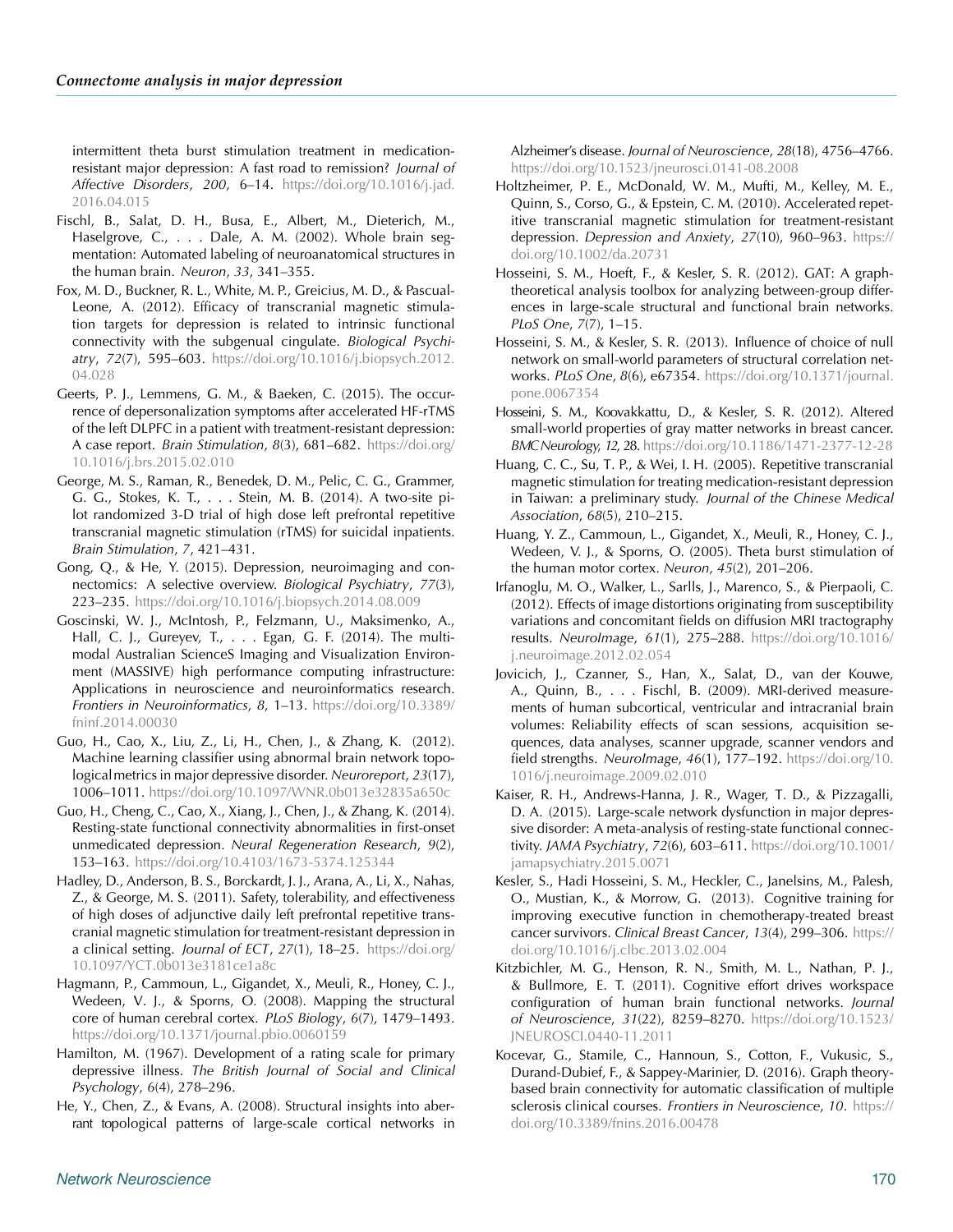intermittent theta burst stimulation treatment in medication-resistant major depression: A fast road to remission? *Journal of Affective Disorders*, *200*, 6–14. https://doi.org/10.1016/j.jad.2016.04.015

Fischl, B., Salat, D. H., Busa, E., Albert, M., Dieterich, M., Haselgrove, C., . . . Dale, A. M. (2002). Whole brain segmentation: Automated labeling of neuroanatomical structures in the human brain. *Neuron*, *33*, 341–355.

Fox, M. D., Buckner, R. L., White, M. P., Greicius, M. D., & Pascual-Leone, A. (2012). Efficacy of transcranial magnetic stimulation targets for depression is related to intrinsic functional connectivity with the subgenual cingulate. *Biological Psychiatry*, *72*(7), 595–603. https://doi.org/10.1016/j.biopsych.2012.04.028

Geerts, P. J., Lemmens, G. M., & Baeken, C. (2015). The occurrence of depersonalization symptoms after accelerated HF-rTMS of the left DLPFC in a patient with treatment-resistant depression: A case report. *Brain Stimulation*, *8*(3), 681–682. https://doi.org/10.1016/j.brs.2015.02.010

George, M. S., Raman, R., Benedek, D. M., Pelic, C. G., Grammer, G. G., Stokes, K. T., . . . Stein, M. B. (2014). A two-site pilot randomized 3-D trial of high dose left prefrontal repetitive transcranial magnetic stimulation (rTMS) for suicidal inpatients. *Brain Stimulation*, *7*, 421–431.

Gong, Q., & He, Y. (2015). Depression, neuroimaging and connectomics: A selective overview. *Biological Psychiatry*, *77*(3), 223–235. https://doi.org/10.1016/j.biopsych.2014.08.009

Goscinski, W. J., McIntosh, P., Felzmann, U., Maksimenko, A., Hall, C. J., Gureyev, T., . . . Egan, G. F. (2014). The multi-modal Australian ScienceS Imaging and Visualization Environment (MASSIVE) high performance computing infrastructure: Applications in neuroscience and neuroinformatics research. *Frontiers in Neuroinformatics*, *8*, 1–13. https://doi.org/10.3389/fninf.2014.00030

Guo, H., Cao, X., Liu, Z., Li, H., Chen, J., & Zhang, K. (2012). Machine learning classifier using abnormal brain network topological metrics in major depressive disorder. *Neuroreport*, *23*(17), 1006–1011. https://doi.org/10.1097/WNR.0b013e32835a650c

Guo, H., Cheng, C., Cao, X., Xiang, J., Chen, J., & Zhang, K. (2014). Resting-state functional connectivity abnormalities in first-onset unmedicated depression. *Neural Regeneration Research*, *9*(2), 153–163. https://doi.org/10.4103/1673-5374.125344

Hadley, D., Anderson, B. S., Borckardt, J. J., Arana, A., Li, X., Nahas, Z., & George, M. S. (2011). Safety, tolerability, and effectiveness of high doses of adjunctive daily left prefrontal repetitive transcranial magnetic stimulation for treatment-resistant depression in a clinical setting. *Journal of ECT*, *27*(1), 18–25. https://doi.org/10.1097/YCT.0b013e3181ce1a8c

Hagmann, P., Cammoun, L., Gigandet, X., Meuli, R., Honey, C. J., Wedeen, V. J., & Sporns, O. (2008). Mapping the structural core of human cerebral cortex. *PLoS Biology*, *6*(7), 1479–1493. https://doi.org/10.1371/journal.pbio.0060159

Hamilton, M. (1967). Development of a rating scale for primary depressive illness. *The British Journal of Social and Clinical Psychology*, *6*(4), 278–296.

He, Y., Chen, Z., & Evans, A. (2008). Structural insights into aberrant topological patterns of large-scale cortical networks in Alzheimer's disease. *Journal of Neuroscience*, *28*(18), 4756–4766. https://doi.org/10.1523/jneurosci.0141-08.2008

Holtzheimer, P. E., McDonald, W. M., Mufti, M., Kelley, M. E., Quinn, S., Corso, G., & Epstein, C. M. (2010). Accelerated repetitive transcranial magnetic stimulation for treatment-resistant depression. *Depression and Anxiety*, *27*(10), 960–963. https://doi.org/10.1002/da.20731

Hosseini, S. M., Hoeft, F., & Kesler, S. R. (2012). GAT: A graph-theoretical analysis toolbox for analyzing between-group differences in large-scale structural and functional brain networks. *PLoS One*, *7*(7), 1–15.

Hosseini, S. M., & Kesler, S. R. (2013). Influence of choice of null network on small-world parameters of structural correlation networks. *PLoS One*, *8*(6), e67354. https://doi.org/10.1371/journal.pone.0067354

Hosseini, S. M., Koovakkattu, D., & Kesler, S. R. (2012). Altered small-world properties of gray matter networks in breast cancer. *BMC Neurology*, *12*, 28. https://doi.org/10.1186/1471-2377-12-28

Huang, C. C., Su, T. P., & Wei, I. H. (2005). Repetitive transcranial magnetic stimulation for treating medication-resistant depression in Taiwan: a preliminary study. *Journal of the Chinese Medical Association*, *68*(5), 210–215.

Huang, Y. Z., Cammoun, L., Gigandet, X., Meuli, R., Honey, C. J., Wedeen, V. J., & Sporns, O. (2005). Theta burst stimulation of the human motor cortex. *Neuron*, *45*(2), 201–206.

Irfanoglu, M. O., Walker, L., Sarlls, J., Marenco, S., & Pierpaoli, C. (2012). Effects of image distortions originating from susceptibility variations and concomitant fields on diffusion MRI tractography results. *NeuroImage*, *61*(1), 275–288. https://doi.org/10.1016/j.neuroimage.2012.02.054

Jovicich, J., Czanner, S., Han, X., Salat, D., van der Kouwe, A., Quinn, B., . . . Fischl, B. (2009). MRI-derived measurements of human subcortical, ventricular and intracranial brain volumes: Reliability effects of scan sessions, acquisition sequences, data analyses, scanner upgrade, scanner vendors and field strengths. *NeuroImage*, *46*(1), 177–192. https://doi.org/10.1016/j.neuroimage.2009.02.010

Kaiser, R. H., Andrews-Hanna, J. R., Wager, T. D., & Pizzagalli, D. A. (2015). Large-scale network dysfunction in major depressive disorder: A meta-analysis of resting-state functional connectivity. *JAMA Psychiatry*, *72*(6), 603–611. https://doi.org/10.1001/jamapsychiatry.2015.0071

Kesler, S., Hadi Hosseini, S. M., Heckler, C., Janelsins, M., Palesh, O., Mustian, K., & Morrow, G. (2013). Cognitive training for improving executive function in chemotherapy-treated breast cancer survivors. *Clinical Breast Cancer*, *13*(4), 299–306. https://doi.org/10.1016/j.clbc.2013.02.004

Kitzbichler, M. G., Henson, R. N., Smith, M. L., Nathan, P. J., & Bullmore, E. T. (2011). Cognitive effort drives workspace configuration of human brain functional networks. *Journal of Neuroscience*, *31*(22), 8259–8270. https://doi.org/10.1523/JNEUROSCI.0440-11.2011

Kocevar, G., Stamile, C., Hannoun, S., Cotton, F., Vukusic, S., Durand-Dubief, F., & Sappey-Marinier, D. (2016). Graph theory-based brain connectivity for automatic classification of multiple sclerosis clinical courses. *Frontiers in Neuroscience*, *10*. https://doi.org/10.3389/fnins.2016.00478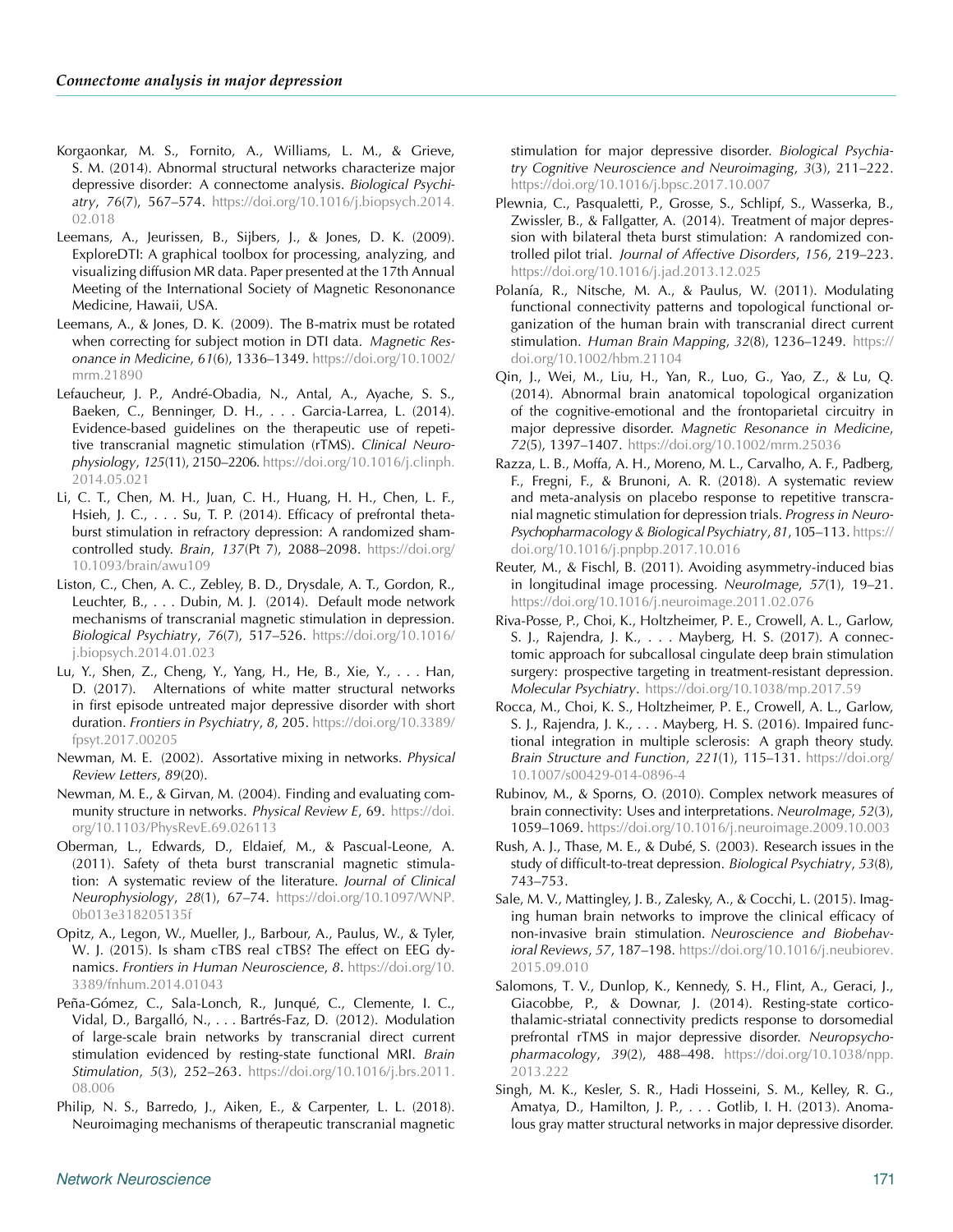Korgaonkar, M. S., Fornito, A., Williams, L. M., & Grieve, S. M. (2014). Abnormal structural networks characterize major depressive disorder: A connectome analysis. *Biological Psychiatry*, *76*(7), 567–574. https://doi.org/10.1016/j.biopsych.2014.02.018

Leemans, A., Jeurissen, B., Sijbers, J., & Jones, D. K. (2009). ExploreDTI: A graphical toolbox for processing, analyzing, and visualizing diffusion MR data. Paper presented at the 17th Annual Meeting of the International Society of Magnetic Resononance Medicine, Hawaii, USA.

Leemans, A., & Jones, D. K. (2009). The B-matrix must be rotated when correcting for subject motion in DTI data. *Magnetic Resonance in Medicine*, *61*(6), 1336–1349. https://doi.org/10.1002/mrm.21890

Lefaucheur, J. P., André-Obadia, N., Antal, A., Ayache, S. S., Baeken, C., Benninger, D. H., . . . Garcia-Larrea, L. (2014). Evidence-based guidelines on the therapeutic use of repetitive transcranial magnetic stimulation (rTMS). *Clinical Neurophysiology*, *125*(11), 2150–2206. https://doi.org/10.1016/j.clinph.2014.05.021

Li, C. T., Chen, M. H., Juan, C. H., Huang, H. H., Chen, L. F., Hsieh, J. C., . . . Su, T. P. (2014). Efficacy of prefrontal theta-burst stimulation in refractory depression: A randomized sham-controlled study. *Brain*, *137*(Pt 7), 2088–2098. https://doi.org/10.1093/brain/awu109

Liston, C., Chen, A. C., Zebley, B. D., Drysdale, A. T., Gordon, R., Leuchter, B., . . . Dubin, M. J. (2014). Default mode network mechanisms of transcranial magnetic stimulation in depression. *Biological Psychiatry*, *76*(7), 517–526. https://doi.org/10.1016/j.biopsych.2014.01.023

Lu, Y., Shen, Z., Cheng, Y., Yang, H., He, B., Xie, Y., . . . Han, D. (2017). Alternations of white matter structural networks in first episode untreated major depressive disorder with short duration. *Frontiers in Psychiatry*, *8*, 205. https://doi.org/10.3389/fpsyt.2017.00205

Newman, M. E. (2002). Assortative mixing in networks. *Physical Review Letters*, *89*(20).

Newman, M. E., & Girvan, M. (2004). Finding and evaluating community structure in networks. *Physical Review E*, 69. https://doi.org/10.1103/PhysRevE.69.026113

Oberman, L., Edwards, D., Eldaief, M., & Pascual-Leone, A. (2011). Safety of theta burst transcranial magnetic stimulation: A systematic review of the literature. *Journal of Clinical Neurophysiology*, *28*(1), 67–74. https://doi.org/10.1097/WNP.0b013e318205135f

Opitz, A., Legon, W., Mueller, J., Barbour, A., Paulus, W., & Tyler, W. J. (2015). Is sham cTBS real cTBS? The effect on EEG dynamics. *Frontiers in Human Neuroscience*, *8*. https://doi.org/10.3389/fnhum.2014.01043

Peña-Gómez, C., Sala-Lonch, R., Junqué, C., Clemente, I. C., Vidal, D., Bargalló, N., . . . Bartrés-Faz, D. (2012). Modulation of large-scale brain networks by transcranial direct current stimulation evidenced by resting-state functional MRI. *Brain Stimulation*, *5*(3), 252–263. https://doi.org/10.1016/j.brs.2011.08.006

Philip, N. S., Barredo, J., Aiken, E., & Carpenter, L. L. (2018). Neuroimaging mechanisms of therapeutic transcranial magnetic stimulation for major depressive disorder. *Biological Psychiatry Cognitive Neuroscience and Neuroimaging*, *3*(3), 211–222. https://doi.org/10.1016/j.bpsc.2017.10.007

Plewnia, C., Pasqualetti, P., Grosse, S., Schlipf, S., Wasserka, B., Zwissler, B., & Fallgatter, A. (2014). Treatment of major depression with bilateral theta burst stimulation: A randomized controlled pilot trial. *Journal of Affective Disorders*, *156*, 219–223. https://doi.org/10.1016/j.jad.2013.12.025

Polanía, R., Nitsche, M. A., & Paulus, W. (2011). Modulating functional connectivity patterns and topological functional organization of the human brain with transcranial direct current stimulation. *Human Brain Mapping*, *32*(8), 1236–1249. https://doi.org/10.1002/hbm.21104

Qin, J., Wei, M., Liu, H., Yan, R., Luo, G., Yao, Z., & Lu, Q. (2014). Abnormal brain anatomical topological organization of the cognitive-emotional and the frontoparietal circuitry in major depressive disorder. *Magnetic Resonance in Medicine*, *72*(5), 1397–1407. https://doi.org/10.1002/mrm.25036

Razza, L. B., Moffa, A. H., Moreno, M. L., Carvalho, A. F., Padberg, F., Fregni, F., & Brunoni, A. R. (2018). A systematic review and meta-analysis on placebo response to repetitive transcranial magnetic stimulation for depression trials. *Progress in Neuro-Psychopharmacology & Biological Psychiatry*, *81*, 105–113. https://doi.org/10.1016/j.pnpbp.2017.10.016

Reuter, M., & Fischl, B. (2011). Avoiding asymmetry-induced bias in longitudinal image processing. *NeuroImage*, *57*(1), 19–21. https://doi.org/10.1016/j.neuroimage.2011.02.076

Riva-Posse, P., Choi, K., Holtzheimer, P. E., Crowell, A. L., Garlow, S. J., Rajendra, J. K., . . . Mayberg, H. S. (2017). A connectomic approach for subcallosal cingulate deep brain stimulation surgery: prospective targeting in treatment-resistant depression. *Molecular Psychiatry*. https://doi.org/10.1038/mp.2017.59

Rocca, M., Choi, K. S., Holtzheimer, P. E., Crowell, A. L., Garlow, S. J., Rajendra, J. K., . . . Mayberg, H. S. (2016). Impaired functional integration in multiple sclerosis: A graph theory study. *Brain Structure and Function*, *221*(1), 115–131. https://doi.org/10.1007/s00429-014-0896-4

Rubinov, M., & Sporns, O. (2010). Complex network measures of brain connectivity: Uses and interpretations. *NeuroImage*, *52*(3), 1059–1069. https://doi.org/10.1016/j.neuroimage.2009.10.003

Rush, A. J., Thase, M. E., & Dubé, S. (2003). Research issues in the study of difficult-to-treat depression. *Biological Psychiatry*, *53*(8), 743–753.

Sale, M. V., Mattingley, J. B., Zalesky, A., & Cocchi, L. (2015). Imaging human brain networks to improve the clinical efficacy of non-invasive brain stimulation. *Neuroscience and Biobehavioral Reviews*, *57*, 187–198. https://doi.org/10.1016/j.neubiorev.2015.09.010

Salomons, T. V., Dunlop, K., Kennedy, S. H., Flint, A., Geraci, J., Giacobbe, P., & Downar, J. (2014). Resting-state cortico-thalamic-striatal connectivity predicts response to dorsomedial prefrontal rTMS in major depressive disorder. *Neuropsychopharmacology*, *39*(2), 488–498. https://doi.org/10.1038/npp.2013.222

Singh, M. K., Kesler, S. R., Hadi Hosseini, S. M., Kelley, R. G., Amatya, D., Hamilton, J. P., . . . Gotlib, I. H. (2013). Anomalous gray matter structural networks in major depressive disorder.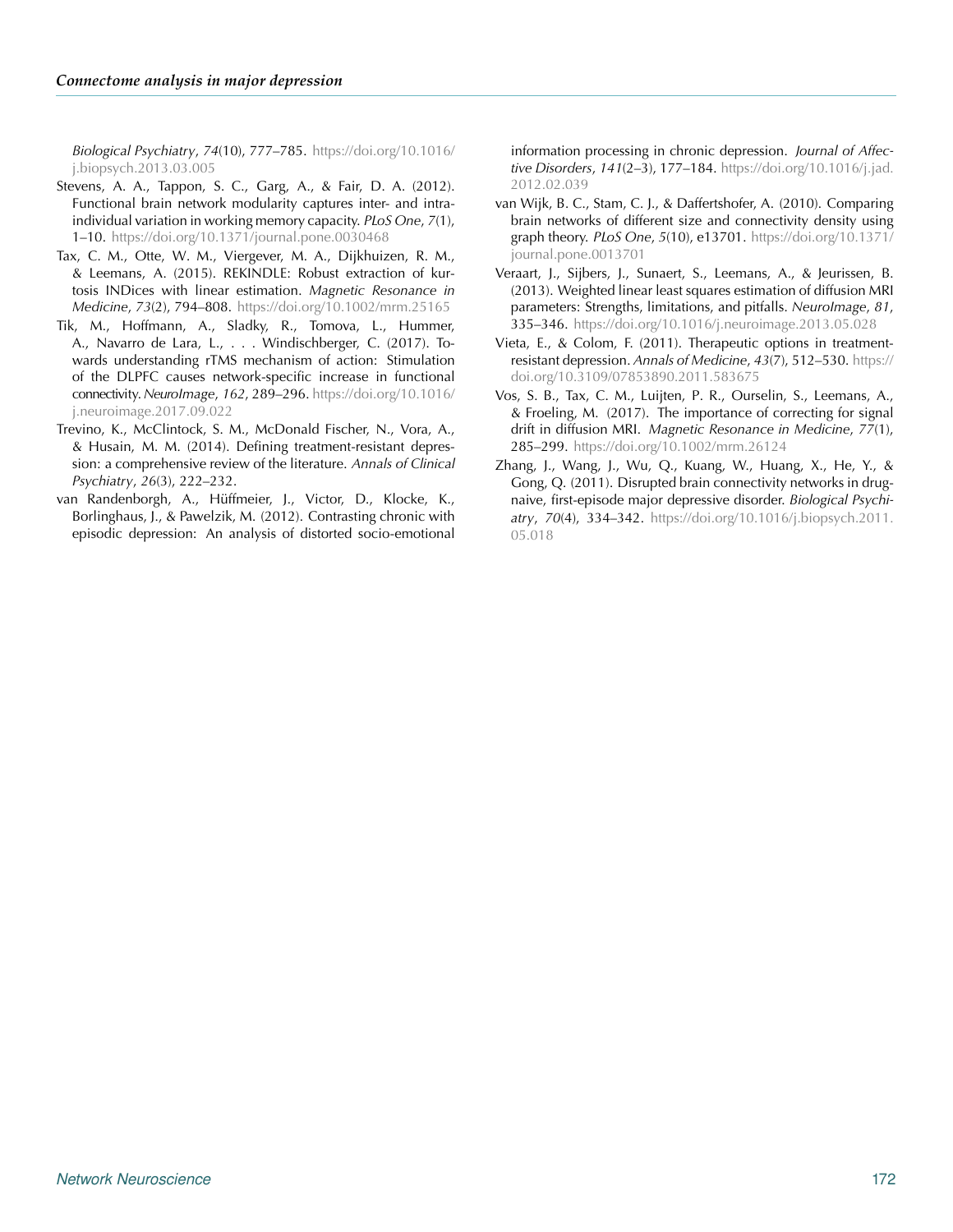*Biological Psychiatry*, *74*(10), 777–785. https://doi.org/10.1016/j.biopsych.2013.03.005

Stevens, A. A., Tappon, S. C., Garg, A., & Fair, D. A. (2012). Functional brain network modularity captures inter- and intra-individual variation in working memory capacity. *PLoS One*, *7*(1), 1–10. https://doi.org/10.1371/journal.pone.0030468

Tax, C. M., Otte, W. M., Viergever, M. A., Dijkhuizen, R. M., & Leemans, A. (2015). REKINDLE: Robust extraction of kurtosis INDices with linear estimation. *Magnetic Resonance in Medicine*, *73*(2), 794–808. https://doi.org/10.1002/mrm.25165

Tik, M., Hoffmann, A., Sladky, R., Tomova, L., Hummer, A., Navarro de Lara, L., . . . Windischberger, C. (2017). Towards understanding rTMS mechanism of action: Stimulation of the DLPFC causes network-specific increase in functional connectivity. *NeuroImage*, *162*, 289–296. https://doi.org/10.1016/j.neuroimage.2017.09.022

Trevino, K., McClintock, S. M., McDonald Fischer, N., Vora, A., & Husain, M. M. (2014). Defining treatment-resistant depression: a comprehensive review of the literature. *Annals of Clinical Psychiatry*, *26*(3), 222–232.

van Randenborgh, A., Hüffmeier, J., Victor, D., Klocke, K., Borlinghaus, J., & Pawelzik, M. (2012). Contrasting chronic with episodic depression: An analysis of distorted socio-emotional information processing in chronic depression. *Journal of Affective Disorders*, *141*(2–3), 177–184. https://doi.org/10.1016/j.jad.2012.02.039

van Wijk, B. C., Stam, C. J., & Daffertshofer, A. (2010). Comparing brain networks of different size and connectivity density using graph theory. *PLoS One*, *5*(10), e13701. https://doi.org/10.1371/journal.pone.0013701

Veraart, J., Sijbers, J., Sunaert, S., Leemans, A., & Jeurissen, B. (2013). Weighted linear least squares estimation of diffusion MRI parameters: Strengths, limitations, and pitfalls. *NeuroImage*, *81*, 335–346. https://doi.org/10.1016/j.neuroimage.2013.05.028

Vieta, E., & Colom, F. (2011). Therapeutic options in treatment-resistant depression. *Annals of Medicine*, *43*(7), 512–530. https://doi.org/10.3109/07853890.2011.583675

Vos, S. B., Tax, C. M., Luijten, P. R., Ourselin, S., Leemans, A., & Froeling, M. (2017). The importance of correcting for signal drift in diffusion MRI. *Magnetic Resonance in Medicine*, *77*(1), 285–299. https://doi.org/10.1002/mrm.26124

Zhang, J., Wang, J., Wu, Q., Kuang, W., Huang, X., He, Y., & Gong, Q. (2011). Disrupted brain connectivity networks in drug-naive, first-episode major depressive disorder. *Biological Psychiatry*, *70*(4), 334–342. https://doi.org/10.1016/j.biopsych.2011.05.018